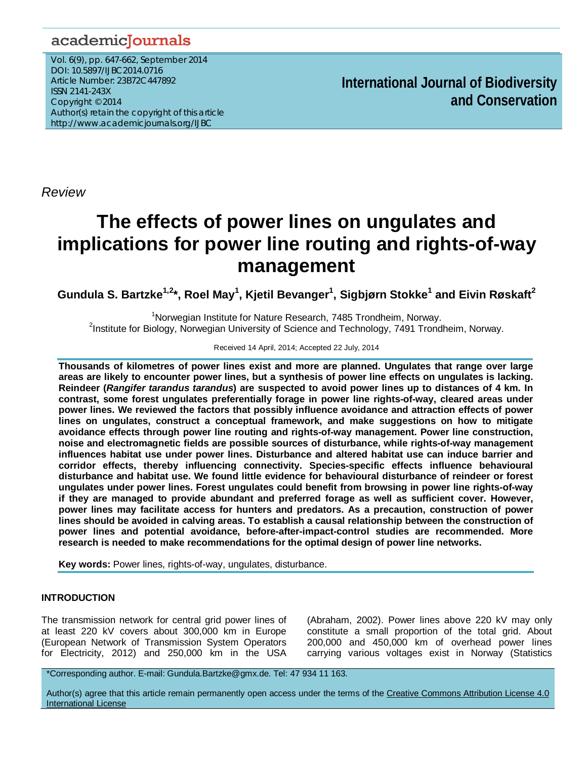academicJournals

Vol. 6(9), pp. 647-662, September 2014
DOI: 10.5897/IJBC2014.0716
Article Number: 23B72C447892
ISSN 2141-243X
Copyright © 2014
Author(s) retain the copyright of this article
http://www.academicjournals.org/IJBC

**International Journal of Biodiversity and Conservation**

*Review*

# The effects of power lines on ungulates and implications for power line routing and rights-of-way management

**Gundula S. Bartzke[1,2]*, Roel May[1], Kjetil Bevanger[1], Sigbjørn Stokke[1] and Eivin Røskaft[2]**

[1]Norwegian Institute for Nature Research, 7485 Trondheim, Norway.
[2]Institute for Biology, Norwegian University of Science and Technology, 7491 Trondheim, Norway.

Received 14 April, 2014; Accepted 22 July, 2014

**Thousands of kilometres of power lines exist and more are planned. Ungulates that range over large areas are likely to encounter power lines, but a synthesis of power line effects on ungulates is lacking. Reindeer (*Rangifer tarandus tarandus*) are suspected to avoid power lines up to distances of 4 km. In contrast, some forest ungulates preferentially forage in power line rights-of-way, cleared areas under power lines. We reviewed the factors that possibly influence avoidance and attraction effects of power lines on ungulates, construct a conceptual framework, and make suggestions on how to mitigate avoidance effects through power line routing and rights-of-way management. Power line construction, noise and electromagnetic fields are possible sources of disturbance, while rights-of-way management influences habitat use under power lines. Disturbance and altered habitat use can induce barrier and corridor effects, thereby influencing connectivity. Species-specific effects influence behavioural disturbance and habitat use. We found little evidence for behavioural disturbance of reindeer or forest ungulates under power lines. Forest ungulates could benefit from browsing in power line rights-of-way if they are managed to provide abundant and preferred forage as well as sufficient cover. However, power lines may facilitate access for hunters and predators. As a precaution, construction of power lines should be avoided in calving areas. To establish a causal relationship between the construction of power lines and potential avoidance, before-after-impact-control studies are recommended. More research is needed to make recommendations for the optimal design of power line networks.**

**Key words:** Power lines, rights-of-way, ungulates, disturbance.

## INTRODUCTION

The transmission network for central grid power lines of at least 220 kV covers about 300,000 km in Europe (European Network of Transmission System Operators for Electricity, 2012) and 250,000 km in the USA (Abraham, 2002). Power lines above 220 kV may only constitute a small proportion of the total grid. About 200,000 and 450,000 km of overhead power lines carrying various voltages exist in Norway (Statistics

*Corresponding author. E-mail: Gundula.Bartzke@gmx.de. Tel: 47 934 11 163.

Author(s) agree that this article remain permanently open access under the terms of the Creative Commons Attribution License 4.0 International License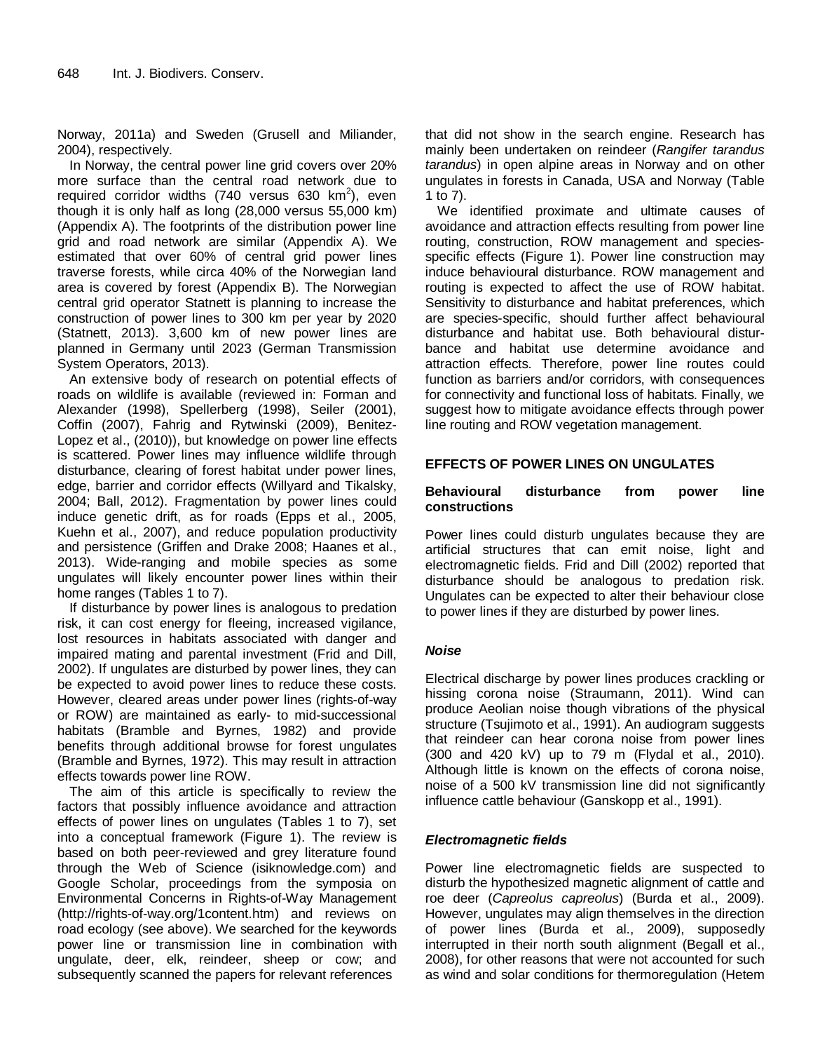Norway, 2011a) and Sweden (Grusell and Miliander, 2004), respectively.

In Norway, the central power line grid covers over 20% more surface than the central road network due to required corridor widths (740 versus 630 km$^2$), even though it is only half as long (28,000 versus 55,000 km) (Appendix A). The footprints of the distribution power line grid and road network are similar (Appendix A). We estimated that over 60% of central grid power lines traverse forests, while circa 40% of the Norwegian land area is covered by forest (Appendix B). The Norwegian central grid operator Statnett is planning to increase the construction of power lines to 300 km per year by 2020 (Statnett, 2013). 3,600 km of new power lines are planned in Germany until 2023 (German Transmission System Operators, 2013).

An extensive body of research on potential effects of roads on wildlife is available (reviewed in: Forman and Alexander (1998), Spellerberg (1998), Seiler (2001), Coffin (2007), Fahrig and Rytwinski (2009), Benitez-Lopez et al., (2010)), but knowledge on power line effects is scattered. Power lines may influence wildlife through disturbance, clearing of forest habitat under power lines, edge, barrier and corridor effects (Willyard and Tikalsky, 2004; Ball, 2012). Fragmentation by power lines could induce genetic drift, as for roads (Epps et al., 2005, Kuehn et al., 2007), and reduce population productivity and persistence (Griffen and Drake 2008; Haanes et al., 2013). Wide-ranging and mobile species as some ungulates will likely encounter power lines within their home ranges (Tables 1 to 7).

If disturbance by power lines is analogous to predation risk, it can cost energy for fleeing, increased vigilance, lost resources in habitats associated with danger and impaired mating and parental investment (Frid and Dill, 2002). If ungulates are disturbed by power lines, they can be expected to avoid power lines to reduce these costs. However, cleared areas under power lines (rights-of-way or ROW) are maintained as early- to mid-successional habitats (Bramble and Byrnes, 1982) and provide benefits through additional browse for forest ungulates (Bramble and Byrnes, 1972). This may result in attraction effects towards power line ROW.

The aim of this article is specifically to review the factors that possibly influence avoidance and attraction effects of power lines on ungulates (Tables 1 to 7), set into a conceptual framework (Figure 1). The review is based on both peer-reviewed and grey literature found through the Web of Science (isiknowledge.com) and Google Scholar, proceedings from the symposia on Environmental Concerns in Rights-of-Way Management (http://rights-of-way.org/1content.htm) and reviews on road ecology (see above). We searched for the keywords power line or transmission line in combination with ungulate, deer, elk, reindeer, sheep or cow; and subsequently scanned the papers for relevant references that did not show in the search engine. Research has mainly been undertaken on reindeer (*Rangifer tarandus tarandus*) in open alpine areas in Norway and on other ungulates in forests in Canada, USA and Norway (Table 1 to 7).

We identified proximate and ultimate causes of avoidance and attraction effects resulting from power line routing, construction, ROW management and species-specific effects (Figure 1). Power line construction may induce behavioural disturbance. ROW management and routing is expected to affect the use of ROW habitat. Sensitivity to disturbance and habitat preferences, which are species-specific, should further affect behavioural disturbance and habitat use. Both behavioural disturbance and habitat use determine avoidance and attraction effects. Therefore, power line routes could function as barriers and/or corridors, with consequences for connectivity and functional loss of habitats. Finally, we suggest how to mitigate avoidance effects through power line routing and ROW vegetation management.

## EFFECTS OF POWER LINES ON UNGULATES

### Behavioural disturbance from power line constructions

Power lines could disturb ungulates because they are artificial structures that can emit noise, light and electromagnetic fields. Frid and Dill (2002) reported that disturbance should be analogous to predation risk. Ungulates can be expected to alter their behaviour close to power lines if they are disturbed by power lines.

#### *Noise*

Electrical discharge by power lines produces crackling or hissing corona noise (Straumann, 2011). Wind can produce Aeolian noise though vibrations of the physical structure (Tsujimoto et al., 1991). An audiogram suggests that reindeer can hear corona noise from power lines (300 and 420 kV) up to 79 m (Flydal et al., 2010). Although little is known on the effects of corona noise, noise of a 500 kV transmission line did not significantly influence cattle behaviour (Ganskopp et al., 1991).

#### *Electromagnetic fields*

Power line electromagnetic fields are suspected to disturb the hypothesized magnetic alignment of cattle and roe deer (*Capreolus capreolus*) (Burda et al., 2009). However, ungulates may align themselves in the direction of power lines (Burda et al., 2009), supposedly interrupted in their north south alignment (Begall et al., 2008), for other reasons that were not accounted for such as wind and solar conditions for thermoregulation (Hetem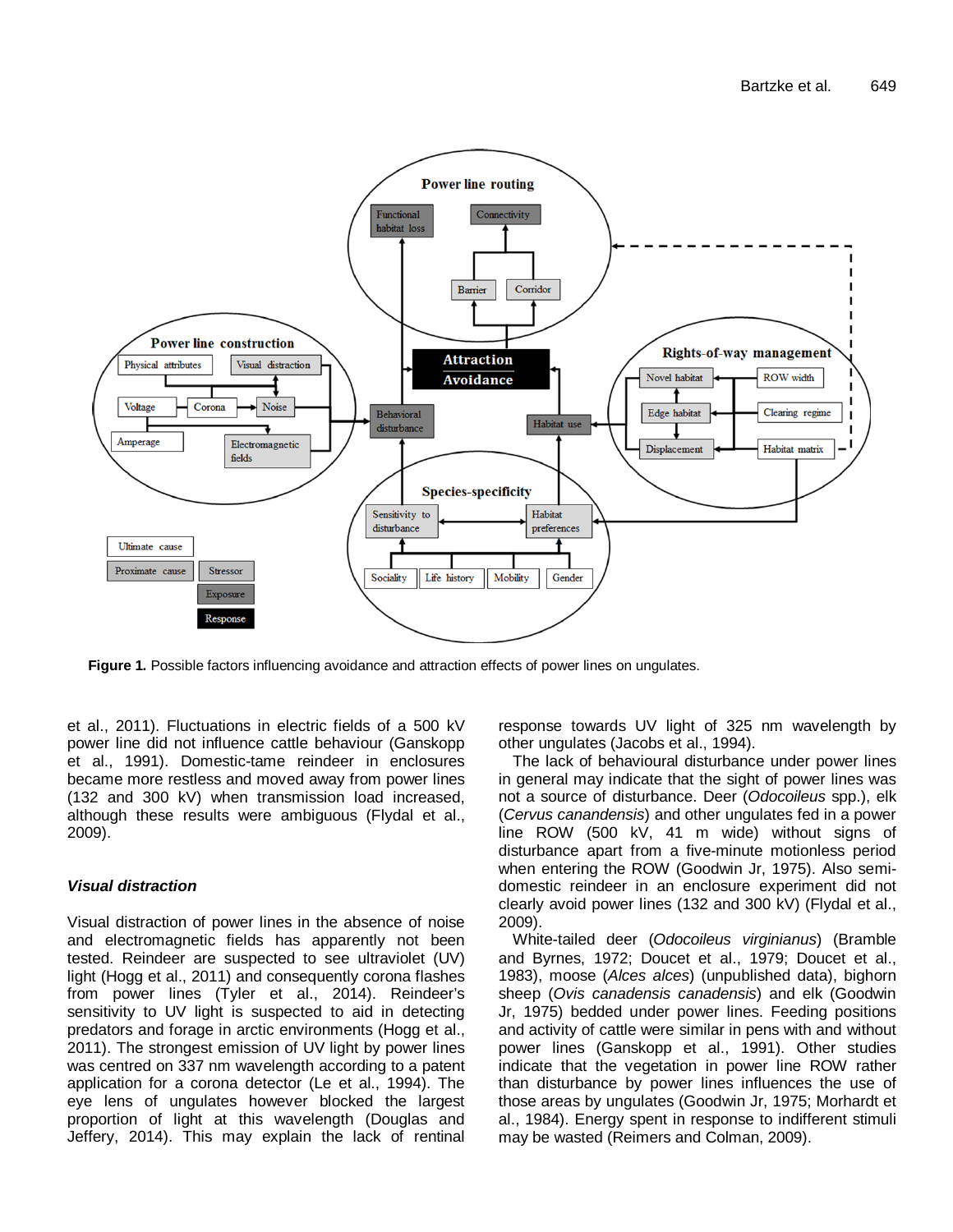**Figure 1.** Possible factors influencing avoidance and attraction effects of power lines on ungulates.

et al., 2011). Fluctuations in electric fields of a 500 kV power line did not influence cattle behaviour (Ganskopp et al., 1991). Domestic-tame reindeer in enclosures became more restless and moved away from power lines (132 and 300 kV) when transmission load increased, although these results were ambiguous (Flydal et al., 2009).

### *Visual distraction*

Visual distraction of power lines in the absence of noise and electromagnetic fields has apparently not been tested. Reindeer are suspected to see ultraviolet (UV) light (Hogg et al., 2011) and consequently corona flashes from power lines (Tyler et al., 2014). Reindeer's sensitivity to UV light is suspected to aid in detecting predators and forage in arctic environments (Hogg et al., 2011). The strongest emission of UV light by power lines was centred on 337 nm wavelength according to a patent application for a corona detector (Le et al., 1994). The eye lens of ungulates however blocked the largest proportion of light at this wavelength (Douglas and Jeffery, 2014). This may explain the lack of rentinal response towards UV light of 325 nm wavelength by other ungulates (Jacobs et al., 1994).

The lack of behavioural disturbance under power lines in general may indicate that the sight of power lines was not a source of disturbance. Deer (*Odocoileus* spp.), elk (*Cervus canandensis*) and other ungulates fed in a power line ROW (500 kV, 41 m wide) without signs of disturbance apart from a five-minute motionless period when entering the ROW (Goodwin Jr, 1975). Also semi-domestic reindeer in an enclosure experiment did not clearly avoid power lines (132 and 300 kV) (Flydal et al., 2009).

White-tailed deer (*Odocoileus virginianus*) (Bramble and Byrnes, 1972; Doucet et al., 1979; Doucet et al., 1983), moose (*Alces alces*) (unpublished data), bighorn sheep (*Ovis canadensis canadensis*) and elk (Goodwin Jr, 1975) bedded under power lines. Feeding positions and activity of cattle were similar in pens with and without power lines (Ganskopp et al., 1991). Other studies indicate that the vegetation in power line ROW rather than disturbance by power lines influences the use of those areas by ungulates (Goodwin Jr, 1975; Morhardt et al., 1984). Energy spent in response to indifferent stimuli may be wasted (Reimers and Colman, 2009).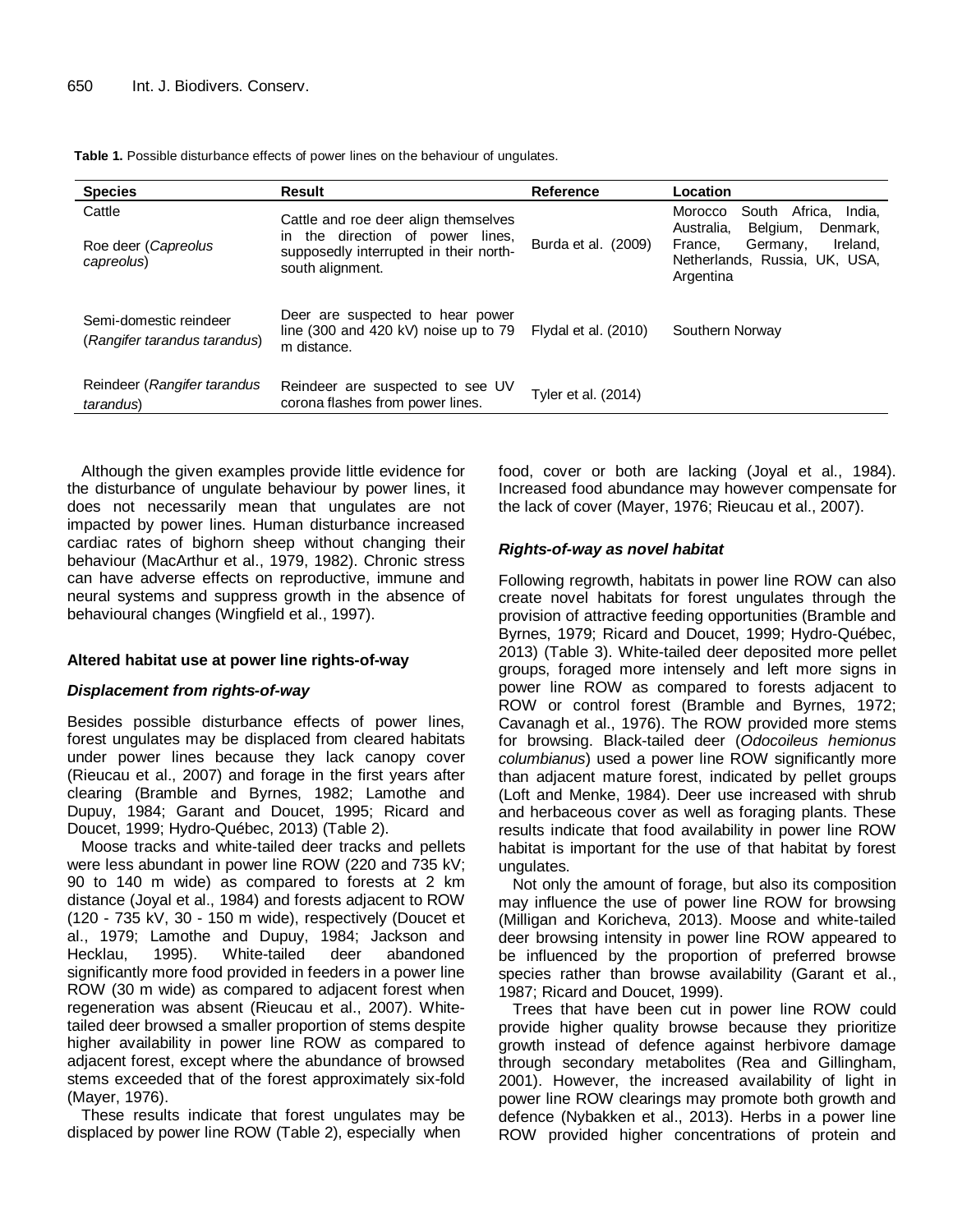**Table 1.** Possible disturbance effects of power lines on the behaviour of ungulates.

| Species | Result | Reference | Location |
|---|---|---|---|
| Cattle<br><br>Roe deer (*Capreolus capreolus*) | Cattle and roe deer align themselves in the direction of power lines, supposedly interrupted in their north-south alignment. | Burda et al. (2009) | Morocco South Africa, India, Australia, Belgium, Denmark, France, Germany, Ireland, Netherlands, Russia, UK, USA, Argentina |
| Semi-domestic reindeer (*Rangifer tarandus tarandus*) | Deer are suspected to hear power line (300 and 420 kV) noise up to 79 m distance. | Flydal et al. (2010) | Southern Norway |
| Reindeer (*Rangifer tarandus tarandus*) | Reindeer are suspected to see UV corona flashes from power lines. | Tyler et al. (2014) | |

Although the given examples provide little evidence for the disturbance of ungulate behaviour by power lines, it does not necessarily mean that ungulates are not impacted by power lines. Human disturbance increased cardiac rates of bighorn sheep without changing their behaviour (MacArthur et al., 1979, 1982). Chronic stress can have adverse effects on reproductive, immune and neural systems and suppress growth in the absence of behavioural changes (Wingfield et al., 1997).

### Altered habitat use at power line rights-of-way

#### *Displacement from rights-of-way*

Besides possible disturbance effects of power lines, forest ungulates may be displaced from cleared habitats under power lines because they lack canopy cover (Rieucau et al., 2007) and forage in the first years after clearing (Bramble and Byrnes, 1982; Lamothe and Dupuy, 1984; Garant and Doucet, 1995; Ricard and Doucet, 1999; Hydro-Québec, 2013) (Table 2).

Moose tracks and white-tailed deer tracks and pellets were less abundant in power line ROW (220 and 735 kV; 90 to 140 m wide) as compared to forests at 2 km distance (Joyal et al., 1984) and forests adjacent to ROW (120 - 735 kV, 30 - 150 m wide), respectively (Doucet et al., 1979; Lamothe and Dupuy, 1984; Jackson and Hecklau, 1995). White-tailed deer abandoned significantly more food provided in feeders in a power line ROW (30 m wide) as compared to adjacent forest when regeneration was absent (Rieucau et al., 2007). White-tailed deer browsed a smaller proportion of stems despite higher availability in power line ROW as compared to adjacent forest, except where the abundance of browsed stems exceeded that of the forest approximately six-fold (Mayer, 1976).

These results indicate that forest ungulates may be displaced by power line ROW (Table 2), especially when food, cover or both are lacking (Joyal et al., 1984). Increased food abundance may however compensate for the lack of cover (Mayer, 1976; Rieucau et al., 2007).

#### *Rights-of-way as novel habitat*

Following regrowth, habitats in power line ROW can also create novel habitats for forest ungulates through the provision of attractive feeding opportunities (Bramble and Byrnes, 1979; Ricard and Doucet, 1999; Hydro-Québec, 2013) (Table 3). White-tailed deer deposited more pellet groups, foraged more intensely and left more signs in power line ROW as compared to forests adjacent to ROW or control forest (Bramble and Byrnes, 1972; Cavanagh et al., 1976). The ROW provided more stems for browsing. Black-tailed deer (*Odocoileus hemionus columbianus*) used a power line ROW significantly more than adjacent mature forest, indicated by pellet groups (Loft and Menke, 1984). Deer use increased with shrub and herbaceous cover as well as foraging plants. These results indicate that food availability in power line ROW habitat is important for the use of that habitat by forest ungulates.

Not only the amount of forage, but also its composition may influence the use of power line ROW for browsing (Milligan and Koricheva, 2013). Moose and white-tailed deer browsing intensity in power line ROW appeared to be influenced by the proportion of preferred browse species rather than browse availability (Garant et al., 1987; Ricard and Doucet, 1999).

Trees that have been cut in power line ROW could provide higher quality browse because they prioritize growth instead of defence against herbivore damage through secondary metabolites (Rea and Gillingham, 2001). However, the increased availability of light in power line ROW clearings may promote both growth and defence (Nybakken et al., 2013). Herbs in a power line ROW provided higher concentrations of protein and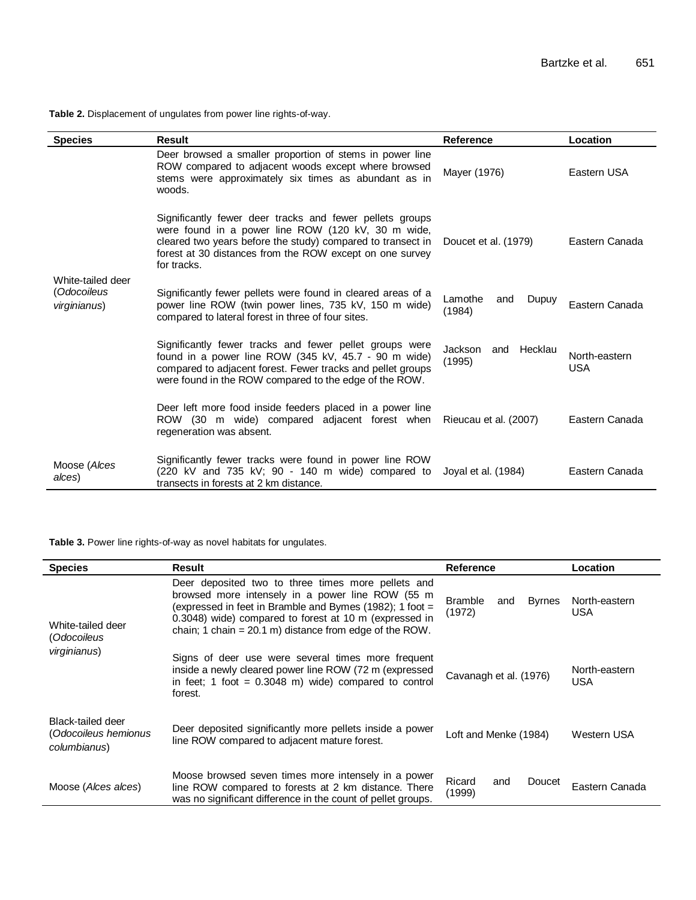**Table 2.** Displacement of ungulates from power line rights-of-way.

| Species | Result | Reference | Location |
|---|---|---|---|
| White-tailed deer (*Odocoileus virginianus*) | Deer browsed a smaller proportion of stems in power line ROW compared to adjacent woods except where browsed stems were approximately six times as abundant as in woods. | Mayer (1976) | Eastern USA |
| | Significantly fewer deer tracks and fewer pellets groups were found in a power line ROW (120 kV, 30 m wide, cleared two years before the study) compared to transect in forest at 30 distances from the ROW except on one survey for tracks. | Doucet et al. (1979) | Eastern Canada |
| | Significantly fewer pellets were found in cleared areas of a power line ROW (twin power lines, 735 kV, 150 m wide) compared to lateral forest in three of four sites. | Lamothe and Dupuy (1984) | Eastern Canada |
| | Significantly fewer tracks and fewer pellet groups were found in a power line ROW (345 kV, 45.7 - 90 m wide) compared to adjacent forest. Fewer tracks and pellet groups were found in the ROW compared to the edge of the ROW. | Jackson and Hecklau (1995) | North-eastern USA |
| | Deer left more food inside feeders placed in a power line ROW (30 m wide) compared adjacent forest when regeneration was absent. | Rieucau et al. (2007) | Eastern Canada |
| Moose (*Alces alces*) | Significantly fewer tracks were found in power line ROW (220 kV and 735 kV; 90 - 140 m wide) compared to transects in forests at 2 km distance. | Joyal et al. (1984) | Eastern Canada |

**Table 3.** Power line rights-of-way as novel habitats for ungulates.

| Species | Result | Reference | Location |
|---|---|---|---|
| White-tailed deer (*Odocoileus virginianus*) | Deer deposited two to three times more pellets and browsed more intensely in a power line ROW (55 m (expressed in feet in Bramble and Bymes (1982); 1 foot = 0.3048) wide) compared to forest at 10 m (expressed in chain; 1 chain = 20.1 m) distance from edge of the ROW. | Bramble and Byrnes (1972) | North-eastern USA |
| | Signs of deer use were several times more frequent inside a newly cleared power line ROW (72 m (expressed in feet; 1 foot = 0.3048 m) wide) compared to control forest. | Cavanagh et al. (1976) | North-eastern USA |
| Black-tailed deer (*Odocoileus hemionus columbianus*) | Deer deposited significantly more pellets inside a power line ROW compared to adjacent mature forest. | Loft and Menke (1984) | Western USA |
| Moose (*Alces alces*) | Moose browsed seven times more intensely in a power line ROW compared to forests at 2 km distance. There was no significant difference in the count of pellet groups. | Ricard and Doucet (1999) | Eastern Canada |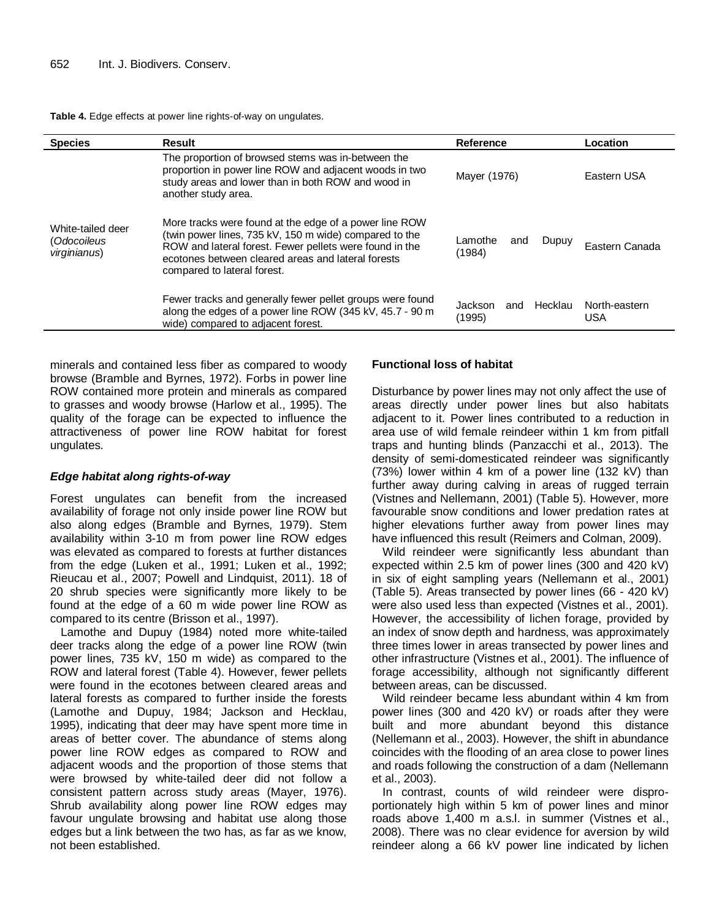**Table 4.** Edge effects at power line rights-of-way on ungulates.

| Species | Result | Reference | Location |
|---|---|---|---|
| White-tailed deer (*Odocoileus virginianus*) | The proportion of browsed stems was in-between the proportion in power line ROW and adjacent woods in two study areas and lower than in both ROW and wood in another study area. | Mayer (1976) | Eastern USA |
| | More tracks were found at the edge of a power line ROW (twin power lines, 735 kV, 150 m wide) compared to the ROW and lateral forest. Fewer pellets were found in the ecotones between cleared areas and lateral forests compared to lateral forest. | Lamothe and Dupuy (1984) | Eastern Canada |
| | Fewer tracks and generally fewer pellet groups were found along the edges of a power line ROW (345 kV, 45.7 - 90 m wide) compared to adjacent forest. | Jackson and Hecklau (1995) | North-eastern USA |

minerals and contained less fiber as compared to woody browse (Bramble and Byrnes, 1972). Forbs in power line ROW contained more protein and minerals as compared to grasses and woody browse (Harlow et al., 1995). The quality of the forage can be expected to influence the attractiveness of power line ROW habitat for forest ungulates.

### *Edge habitat along rights-of-way*

Forest ungulates can benefit from the increased availability of forage not only inside power line ROW but also along edges (Bramble and Byrnes, 1979). Stem availability within 3-10 m from power line ROW edges was elevated as compared to forests at further distances from the edge (Luken et al., 1991; Luken et al., 1992; Rieucau et al., 2007; Powell and Lindquist, 2011). 18 of 20 shrub species were significantly more likely to be found at the edge of a 60 m wide power line ROW as compared to its centre (Brisson et al., 1997).

Lamothe and Dupuy (1984) noted more white-tailed deer tracks along the edge of a power line ROW (twin power lines, 735 kV, 150 m wide) as compared to the ROW and lateral forest (Table 4). However, fewer pellets were found in the ecotones between cleared areas and lateral forests as compared to further inside the forests (Lamothe and Dupuy, 1984; Jackson and Hecklau, 1995), indicating that deer may have spent more time in areas of better cover. The abundance of stems along power line ROW edges as compared to ROW and adjacent woods and the proportion of those stems that were browsed by white-tailed deer did not follow a consistent pattern across study areas (Mayer, 1976). Shrub availability along power line ROW edges may favour ungulate browsing and habitat use along those edges but a link between the two has, as far as we know, not been established.

### Functional loss of habitat

Disturbance by power lines may not only affect the use of areas directly under power lines but also habitats adjacent to it. Power lines contributed to a reduction in area use of wild female reindeer within 1 km from pitfall traps and hunting blinds (Panzacchi et al., 2013). The density of semi-domesticated reindeer was significantly (73%) lower within 4 km of a power line (132 kV) than further away during calving in areas of rugged terrain (Vistnes and Nellemann, 2001) (Table 5). However, more favourable snow conditions and lower predation rates at higher elevations further away from power lines may have influenced this result (Reimers and Colman, 2009).

Wild reindeer were significantly less abundant than expected within 2.5 km of power lines (300 and 420 kV) in six of eight sampling years (Nellemann et al., 2001) (Table 5). Areas transected by power lines (66 - 420 kV) were also used less than expected (Vistnes et al., 2001). However, the accessibility of lichen forage, provided by an index of snow depth and hardness, was approximately three times lower in areas transected by power lines and other infrastructure (Vistnes et al., 2001). The influence of forage accessibility, although not significantly different between areas, can be discussed.

Wild reindeer became less abundant within 4 km from power lines (300 and 420 kV) or roads after they were built and more abundant beyond this distance (Nellemann et al., 2003). However, the shift in abundance coincides with the flooding of an area close to power lines and roads following the construction of a dam (Nellemann et al., 2003).

In contrast, counts of wild reindeer were disproportionately high within 5 km of power lines and minor roads above 1,400 m a.s.l. in summer (Vistnes et al., 2008). There was no clear evidence for aversion by wild reindeer along a 66 kV power line indicated by lichen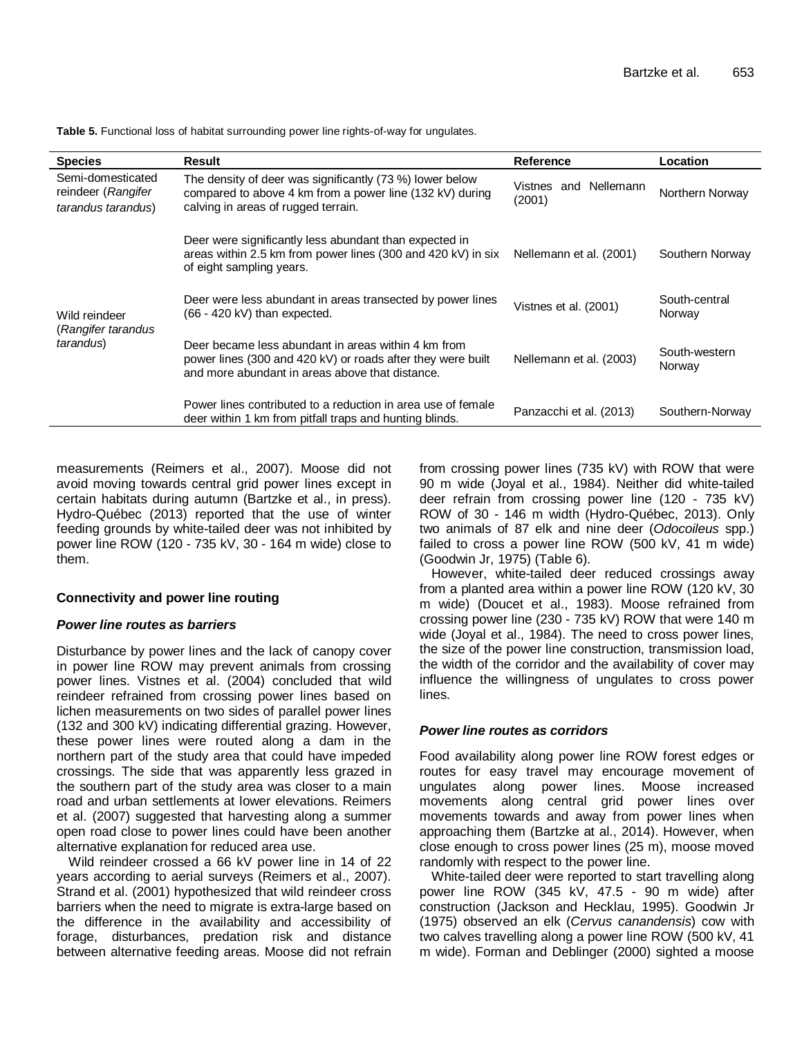**Table 5.** Functional loss of habitat surrounding power line rights-of-way for ungulates.

| Species | Result | Reference | Location |
|---|---|---|---|
| Semi-domesticated reindeer (*Rangifer tarandus tarandus*) | The density of deer was significantly (73 %) lower below compared to above 4 km from a power line (132 kV) during calving in areas of rugged terrain. | Vistnes and Nellemann (2001) | Northern Norway |
| Wild reindeer (*Rangifer tarandus tarandus*) | Deer were significantly less abundant than expected in areas within 2.5 km from power lines (300 and 420 kV) in six of eight sampling years. | Nellemann et al. (2001) | Southern Norway |
| | Deer were less abundant in areas transected by power lines (66 - 420 kV) than expected. | Vistnes et al. (2001) | South-central Norway |
| | Deer became less abundant in areas within 4 km from power lines (300 and 420 kV) or roads after they were built and more abundant in areas above that distance. | Nellemann et al. (2003) | South-western Norway |
| | Power lines contributed to a reduction in area use of female deer within 1 km from pitfall traps and hunting blinds. | Panzacchi et al. (2013) | Southern-Norway |

measurements (Reimers et al., 2007). Moose did not avoid moving towards central grid power lines except in certain habitats during autumn (Bartzke et al., in press). Hydro-Québec (2013) reported that the use of winter feeding grounds by white-tailed deer was not inhibited by power line ROW (120 - 735 kV, 30 - 164 m wide) close to them.

### Connectivity and power line routing

#### *Power line routes as barriers*

Disturbance by power lines and the lack of canopy cover in power line ROW may prevent animals from crossing power lines. Vistnes et al. (2004) concluded that wild reindeer refrained from crossing power lines based on lichen measurements on two sides of parallel power lines (132 and 300 kV) indicating differential grazing. However, these power lines were routed along a dam in the northern part of the study area that could have impeded crossings. The side that was apparently less grazed in the southern part of the study area was closer to a main road and urban settlements at lower elevations. Reimers et al. (2007) suggested that harvesting along a summer open road close to power lines could have been another alternative explanation for reduced area use.

Wild reindeer crossed a 66 kV power line in 14 of 22 years according to aerial surveys (Reimers et al., 2007). Strand et al. (2001) hypothesized that wild reindeer cross barriers when the need to migrate is extra-large based on the difference in the availability and accessibility of forage, disturbances, predation risk and distance between alternative feeding areas. Moose did not refrain from crossing power lines (735 kV) with ROW that were 90 m wide (Joyal et al., 1984). Neither did white-tailed deer refrain from crossing power line (120 - 735 kV) ROW of 30 - 146 m width (Hydro-Québec, 2013). Only two animals of 87 elk and nine deer (*Odocoileus* spp.) failed to cross a power line ROW (500 kV, 41 m wide) (Goodwin Jr, 1975) (Table 6).

However, white-tailed deer reduced crossings away from a planted area within a power line ROW (120 kV, 30 m wide) (Doucet et al., 1983). Moose refrained from crossing power line (230 - 735 kV) ROW that were 140 m wide (Joyal et al., 1984). The need to cross power lines, the size of the power line construction, transmission load, the width of the corridor and the availability of cover may influence the willingness of ungulates to cross power lines.

#### *Power line routes as corridors*

Food availability along power line ROW forest edges or routes for easy travel may encourage movement of ungulates along power lines. Moose increased movements along central grid power lines over movements towards and away from power lines when approaching them (Bartzke at al., 2014). However, when close enough to cross power lines (25 m), moose moved randomly with respect to the power line.

White-tailed deer were reported to start travelling along power line ROW (345 kV, 47.5 - 90 m wide) after construction (Jackson and Hecklau, 1995). Goodwin Jr (1975) observed an elk (*Cervus canandensis*) cow with two calves travelling along a power line ROW (500 kV, 41 m wide). Forman and Deblinger (2000) sighted a moose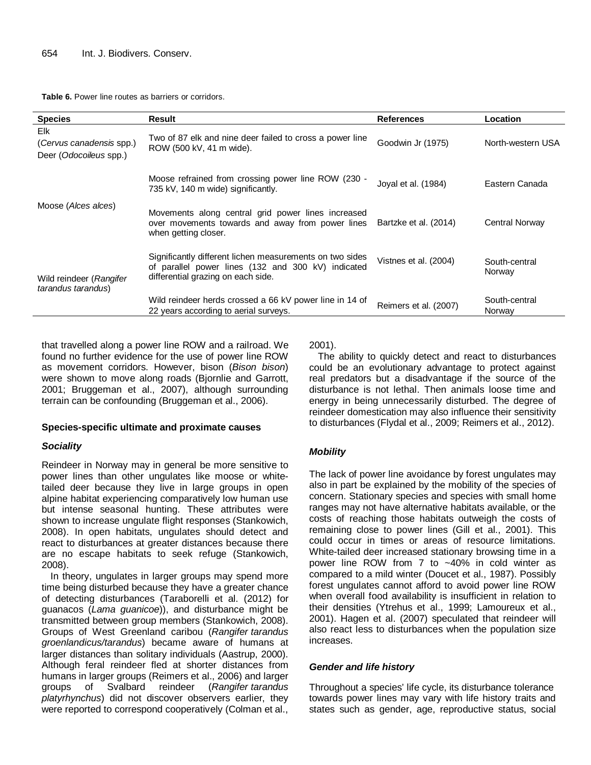**Table 6.** Power line routes as barriers or corridors.

| Species | Result | References | Location |
|---|---|---|---|
| Elk (*Cervus canadensis* spp.) Deer (*Odocoileus* spp.) | Two of 87 elk and nine deer failed to cross a power line ROW (500 kV, 41 m wide). | Goodwin Jr (1975) | North-western USA |
| Moose (*Alces alces*) | Moose refrained from crossing power line ROW (230 - 735 kV, 140 m wide) significantly. | Joyal et al. (1984) | Eastern Canada |
| | Movements along central grid power lines increased over movements towards and away from power lines when getting closer. | Bartzke et al. (2014) | Central Norway |
| Wild reindeer (*Rangifer tarandus tarandus*) | Significantly different lichen measurements on two sides of parallel power lines (132 and 300 kV) indicated differential grazing on each side. | Vistnes et al. (2004) | South-central Norway |
| | Wild reindeer herds crossed a 66 kV power line in 14 of 22 years according to aerial surveys. | Reimers et al. (2007) | South-central Norway |

that travelled along a power line ROW and a railroad. We found no further evidence for the use of power line ROW as movement corridors. However, bison (*Bison bison*) were shown to move along roads (Bjornlie and Garrott, 2001; Bruggeman et al., 2007), although surrounding terrain can be confounding (Bruggeman et al., 2006).

### Species-specific ultimate and proximate causes

#### *Sociality*

Reindeer in Norway may in general be more sensitive to power lines than other ungulates like moose or white-tailed deer because they live in large groups in open alpine habitat experiencing comparatively low human use but intense seasonal hunting. These attributes were shown to increase ungulate flight responses (Stankowich, 2008). In open habitats, ungulates should detect and react to disturbances at greater distances because there are no escape habitats to seek refuge (Stankowich, 2008).

In theory, ungulates in larger groups may spend more time being disturbed because they have a greater chance of detecting disturbances (Taraborelli et al. (2012) for guanacos (*Lama guanicoe*)), and disturbance might be transmitted between group members (Stankowich, 2008). Groups of West Greenland caribou (*Rangifer tarandus groenlandicus/tarandus*) became aware of humans at larger distances than solitary individuals (Aastrup, 2000). Although feral reindeer fled at shorter distances from humans in larger groups (Reimers et al., 2006) and larger groups of Svalbard reindeer (*Rangifer tarandus platyrhynchus*) did not discover observers earlier, they were reported to correspond cooperatively (Colman et al., 2001).

The ability to quickly detect and react to disturbances could be an evolutionary advantage to protect against real predators but a disadvantage if the source of the disturbance is not lethal. Then animals loose time and energy in being unnecessarily disturbed. The degree of reindeer domestication may also influence their sensitivity to disturbances (Flydal et al., 2009; Reimers et al., 2012).

#### *Mobility*

The lack of power line avoidance by forest ungulates may also in part be explained by the mobility of the species of concern. Stationary species and species with small home ranges may not have alternative habitats available, or the costs of reaching those habitats outweigh the costs of remaining close to power lines (Gill et al., 2001). This could occur in times or areas of resource limitations. White-tailed deer increased stationary browsing time in a power line ROW from 7 to ~40% in cold winter as compared to a mild winter (Doucet et al., 1987). Possibly forest ungulates cannot afford to avoid power line ROW when overall food availability is insufficient in relation to their densities (Ytrehus et al., 1999; Lamoureux et al., 2001). Hagen et al. (2007) speculated that reindeer will also react less to disturbances when the population size increases.

#### *Gender and life history*

Throughout a species' life cycle, its disturbance tolerance towards power lines may vary with life history traits and states such as gender, age, reproductive status, social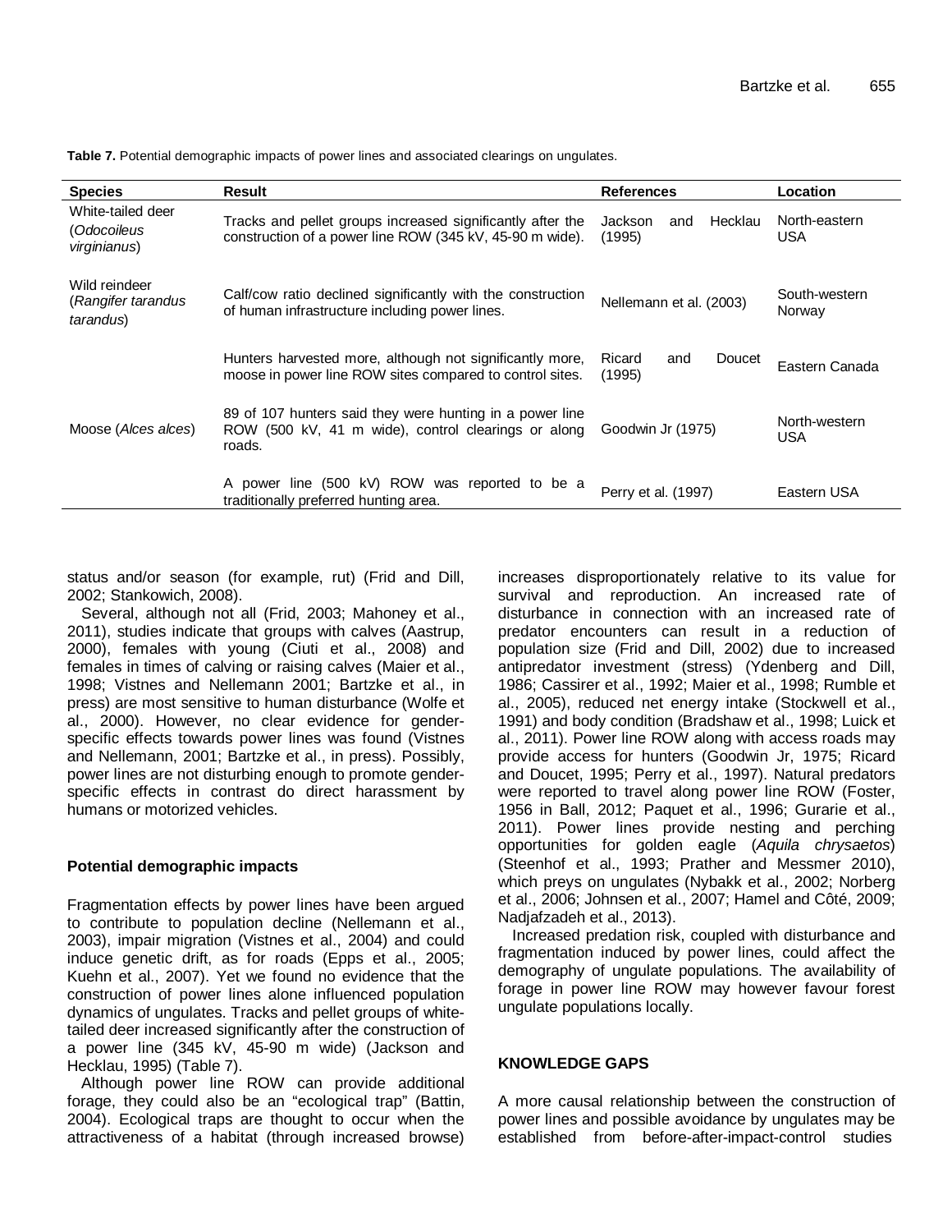**Table 7.** Potential demographic impacts of power lines and associated clearings on ungulates.

| Species | Result | References | Location |
|---|---|---|---|
| White-tailed deer (*Odocoileus virginianus*) | Tracks and pellet groups increased significantly after the construction of a power line ROW (345 kV, 45-90 m wide). | Jackson and Hecklau (1995) | North-eastern USA |
| Wild reindeer (*Rangifer tarandus tarandus*) | Calf/cow ratio declined significantly with the construction of human infrastructure including power lines. | Nellemann et al. (2003) | South-western Norway |
| | Hunters harvested more, although not significantly more, moose in power line ROW sites compared to control sites. | Ricard and Doucet (1995) | Eastern Canada |
| Moose (*Alces alces*) | 89 of 107 hunters said they were hunting in a power line ROW (500 kV, 41 m wide), control clearings or along roads. | Goodwin Jr (1975) | North-western USA |
| | A power line (500 kV) ROW was reported to be a traditionally preferred hunting area. | Perry et al. (1997) | Eastern USA |

status and/or season (for example, rut) (Frid and Dill, 2002; Stankowich, 2008).

Several, although not all (Frid, 2003; Mahoney et al., 2011), studies indicate that groups with calves (Aastrup, 2000), females with young (Ciuti et al., 2008) and females in times of calving or raising calves (Maier et al., 1998; Vistnes and Nellemann 2001; Bartzke et al., in press) are most sensitive to human disturbance (Wolfe et al., 2000). However, no clear evidence for gender-specific effects towards power lines was found (Vistnes and Nellemann, 2001; Bartzke et al., in press). Possibly, power lines are not disturbing enough to promote gender-specific effects in contrast do direct harassment by humans or motorized vehicles.

### Potential demographic impacts

Fragmentation effects by power lines have been argued to contribute to population decline (Nellemann et al., 2003), impair migration (Vistnes et al., 2004) and could induce genetic drift, as for roads (Epps et al., 2005; Kuehn et al., 2007). Yet we found no evidence that the construction of power lines alone influenced population dynamics of ungulates. Tracks and pellet groups of white-tailed deer increased significantly after the construction of a power line (345 kV, 45-90 m wide) (Jackson and Hecklau, 1995) (Table 7).

Although power line ROW can provide additional forage, they could also be an "ecological trap" (Battin, 2004). Ecological traps are thought to occur when the attractiveness of a habitat (through increased browse) increases disproportionately relative to its value for survival and reproduction. An increased rate of disturbance in connection with an increased rate of predator encounters can result in a reduction of population size (Frid and Dill, 2002) due to increased antipredator investment (stress) (Ydenberg and Dill, 1986; Cassirer et al., 1992; Maier et al., 1998; Rumble et al., 2005), reduced net energy intake (Stockwell et al., 1991) and body condition (Bradshaw et al., 1998; Luick et al., 2011). Power line ROW along with access roads may provide access for hunters (Goodwin Jr, 1975; Ricard and Doucet, 1995; Perry et al., 1997). Natural predators were reported to travel along power line ROW (Foster, 1956 in Ball, 2012; Paquet et al., 1996; Gurarie et al., 2011). Power lines provide nesting and perching opportunities for golden eagle (*Aquila chrysaetos*) (Steenhof et al., 1993; Prather and Messmer 2010), which preys on ungulates (Nybakk et al., 2002; Norberg et al., 2006; Johnsen et al., 2007; Hamel and Côté, 2009; Nadjafzadeh et al., 2013).

Increased predation risk, coupled with disturbance and fragmentation induced by power lines, could affect the demography of ungulate populations. The availability of forage in power line ROW may however favour forest ungulate populations locally.

## KNOWLEDGE GAPS

A more causal relationship between the construction of power lines and possible avoidance by ungulates may be established from before-after-impact-control studies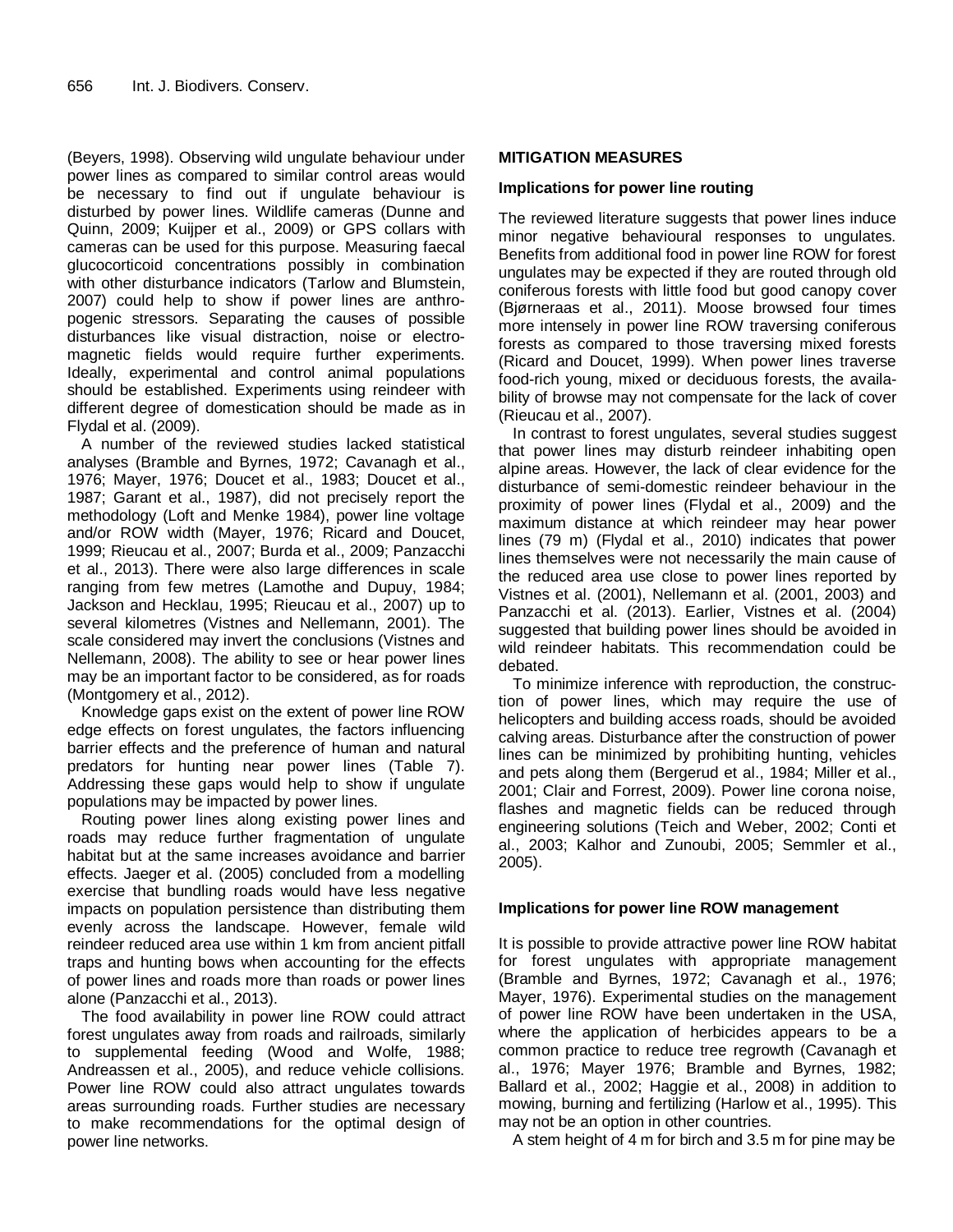(Beyers, 1998). Observing wild ungulate behaviour under power lines as compared to similar control areas would be necessary to find out if ungulate behaviour is disturbed by power lines. Wildlife cameras (Dunne and Quinn, 2009; Kuijper et al., 2009) or GPS collars with cameras can be used for this purpose. Measuring faecal glucocorticoid concentrations possibly in combination with other disturbance indicators (Tarlow and Blumstein, 2007) could help to show if power lines are anthropogenic stressors. Separating the causes of possible disturbances like visual distraction, noise or electromagnetic fields would require further experiments. Ideally, experimental and control animal populations should be established. Experiments using reindeer with different degree of domestication should be made as in Flydal et al. (2009).

A number of the reviewed studies lacked statistical analyses (Bramble and Byrnes, 1972; Cavanagh et al., 1976; Mayer, 1976; Doucet et al., 1983; Doucet et al., 1987; Garant et al., 1987), did not precisely report the methodology (Loft and Menke 1984), power line voltage and/or ROW width (Mayer, 1976; Ricard and Doucet, 1999; Rieucau et al., 2007; Burda et al., 2009; Panzacchi et al., 2013). There were also large differences in scale ranging from few metres (Lamothe and Dupuy, 1984; Jackson and Hecklau, 1995; Rieucau et al., 2007) up to several kilometres (Vistnes and Nellemann, 2001). The scale considered may invert the conclusions (Vistnes and Nellemann, 2008). The ability to see or hear power lines may be an important factor to be considered, as for roads (Montgomery et al., 2012).

Knowledge gaps exist on the extent of power line ROW edge effects on forest ungulates, the factors influencing barrier effects and the preference of human and natural predators for hunting near power lines (Table 7). Addressing these gaps would help to show if ungulate populations may be impacted by power lines.

Routing power lines along existing power lines and roads may reduce further fragmentation of ungulate habitat but at the same increases avoidance and barrier effects. Jaeger et al. (2005) concluded from a modelling exercise that bundling roads would have less negative impacts on population persistence than distributing them evenly across the landscape. However, female wild reindeer reduced area use within 1 km from ancient pitfall traps and hunting bows when accounting for the effects of power lines and roads more than roads or power lines alone (Panzacchi et al., 2013).

The food availability in power line ROW could attract forest ungulates away from roads and railroads, similarly to supplemental feeding (Wood and Wolfe, 1988; Andreassen et al., 2005), and reduce vehicle collisions. Power line ROW could also attract ungulates towards areas surrounding roads. Further studies are necessary to make recommendations for the optimal design of power line networks.

## MITIGATION MEASURES

### Implications for power line routing

The reviewed literature suggests that power lines induce minor negative behavioural responses to ungulates. Benefits from additional food in power line ROW for forest ungulates may be expected if they are routed through old coniferous forests with little food but good canopy cover (Bjørneraas et al., 2011). Moose browsed four times more intensely in power line ROW traversing coniferous forests as compared to those traversing mixed forests (Ricard and Doucet, 1999). When power lines traverse food-rich young, mixed or deciduous forests, the availability of browse may not compensate for the lack of cover (Rieucau et al., 2007).

In contrast to forest ungulates, several studies suggest that power lines may disturb reindeer inhabiting open alpine areas. However, the lack of clear evidence for the disturbance of semi-domestic reindeer behaviour in the proximity of power lines (Flydal et al., 2009) and the maximum distance at which reindeer may hear power lines (79 m) (Flydal et al., 2010) indicates that power lines themselves were not necessarily the main cause of the reduced area use close to power lines reported by Vistnes et al. (2001), Nellemann et al. (2001, 2003) and Panzacchi et al. (2013). Earlier, Vistnes et al. (2004) suggested that building power lines should be avoided in wild reindeer habitats. This recommendation could be debated.

To minimize inference with reproduction, the construction of power lines, which may require the use of helicopters and building access roads, should be avoided calving areas. Disturbance after the construction of power lines can be minimized by prohibiting hunting, vehicles and pets along them (Bergerud et al., 1984; Miller et al., 2001; Clair and Forrest, 2009). Power line corona noise, flashes and magnetic fields can be reduced through engineering solutions (Teich and Weber, 2002; Conti et al., 2003; Kalhor and Zunoubi, 2005; Semmler et al., 2005).

### Implications for power line ROW management

It is possible to provide attractive power line ROW habitat for forest ungulates with appropriate management (Bramble and Byrnes, 1972; Cavanagh et al., 1976; Mayer, 1976). Experimental studies on the management of power line ROW have been undertaken in the USA, where the application of herbicides appears to be a common practice to reduce tree regrowth (Cavanagh et al., 1976; Mayer 1976; Bramble and Byrnes, 1982; Ballard et al., 2002; Haggie et al., 2008) in addition to mowing, burning and fertilizing (Harlow et al., 1995). This may not be an option in other countries.

A stem height of 4 m for birch and 3.5 m for pine may be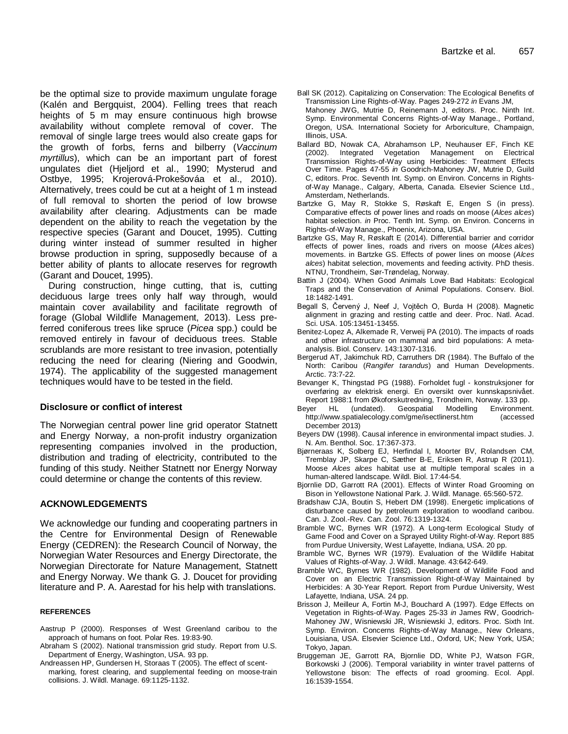be the optimal size to provide maximum ungulate forage (Kalén and Bergquist, 2004). Felling trees that reach heights of 5 m may ensure continuous high browse availability without complete removal of cover. The removal of single large trees would also create gaps for the growth of forbs, ferns and bilberry (*Vaccinum myrtillus*), which can be an important part of forest ungulates diet (Hjeljord et al., 1990; Mysterud and Ostbye, 1995; Krojerová-Prokešováa et al., 2010). Alternatively, trees could be cut at a height of 1 m instead of full removal to shorten the period of low browse availability after clearing. Adjustments can be made dependent on the ability to reach the vegetation by the respective species (Garant and Doucet, 1995). Cutting during winter instead of summer resulted in higher browse production in spring, supposedly because of a better ability of plants to allocate reserves for regrowth (Garant and Doucet, 1995).

During construction, hinge cutting, that is, cutting deciduous large trees only half way through, would maintain cover availability and facilitate regrowth of forage (Global Wildlife Management, 2013). Less preferred coniferous trees like spruce (*Picea* spp.) could be removed entirely in favour of deciduous trees. Stable scrublands are more resistant to tree invasion, potentially reducing the need for clearing (Niering and Goodwin, 1974). The applicability of the suggested management techniques would have to be tested in the field.

### Disclosure or conflict of interest

The Norwegian central power line grid operator Statnett and Energy Norway, a non-profit industry organization representing companies involved in the production, distribution and trading of electricity, contributed to the funding of this study. Neither Statnett nor Energy Norway could determine or change the contents of this review.

## ACKNOWLEDGEMENTS

We acknowledge our funding and cooperating partners in the Centre for Environmental Design of Renewable Energy (CEDREN): the Research Council of Norway, the Norwegian Water Resources and Energy Directorate, the Norwegian Directorate for Nature Management, Statnett and Energy Norway. We thank G. J. Doucet for providing literature and P. A. Aarestad for his help with translations.

## REFERENCES

Aastrup P (2000). Responses of West Greenland caribou to the approach of humans on foot. Polar Res. 19:83-90.

Abraham S (2002). National transmission grid study. Report from U.S. Department of Energy, Washington, USA. 93 pp.

Andreassen HP, Gundersen H, Storaas T (2005). The effect of scent-marking, forest clearing, and supplemental feeding on moose-train collisions. J. Wildl. Manage. 69:1125-1132.

Ball SK (2012). Capitalizing on Conservation: The Ecological Benefits of Transmission Line Rights-of-Way. Pages 249-272 *in* Evans JM, Mahoney JWG, Mutrie D, Reinemann J, editors. Proc. Ninth Int. Symp. Environmental Concerns Rights-of-Way Manage., Portland, Oregon, USA. International Society for Arboriculture, Champaign, Illinois, USA.

Ballard BD, Nowak CA, Abrahamson LP, Neuhauser EF, Finch KE (2002). Integrated Vegetation Management on Electrical Transmission Rights-of-Way using Herbicides: Treatment Effects Over Time. Pages 47-55 *in* Goodrich-Mahoney JW, Mutrie D, Guild C, editors. Proc. Seventh Int. Symp. on Environ. Concerns in Rights-of-Way Manage., Calgary, Alberta, Canada. Elsevier Science Ltd., Amsterdam, Netherlands.

Bartzke G, May R, Stokke S, Røskaft E, Engen S (in press). Comparative effects of power lines and roads on moose (*Alces alces*) habitat selection. *in* Proc. Tenth Int. Symp. on Environ. Concerns in Rights-of-Way Manage., Phoenix, Arizona, USA.

Bartzke GS, May R, Røskaft E (2014). Differential barrier and corridor effects of power lines, roads and rivers on moose (*Alces alces*) movements. in Bartzke GS. Effects of power lines on moose (*Alces alces*) habitat selection, movements and feeding activity. PhD thesis. NTNU, Trondheim, Sør-Trøndelag, Norway.

Battin J (2004). When Good Animals Love Bad Habitats: Ecological Traps and the Conservation of Animal Populations. Conserv. Biol. 18:1482-1491.

Begall S, Červený J, Neef J, Vojtěch O, Burda H (2008). Magnetic alignment in grazing and resting cattle and deer. Proc. Natl. Acad. Sci. USA. 105:13451-13455.

Benitez-Lopez A, Alkemade R, Verweij PA (2010). The impacts of roads and other infrastructure on mammal and bird populations: A meta-analysis. Biol. Conserv. 143:1307-1316.

Bergerud AT, Jakimchuk RD, Carruthers DR (1984). The Buffalo of the North: Caribou (*Rangifer tarandus*) and Human Developments. Arctic. 73:7-22.

Bevanger K, Thingstad PG (1988). Forholdet fugl - konstruksjoner for overføring av elektrisk energi. En oversikt over kunnskapsnivået. Report 1988:1 from Økoforskutredning, Trondheim, Norway. 133 pp.

Beyer HL (undated). Geospatial Modelling Environment. http://www.spatialecology.com/gme/isectlinerst.htm (accessed December 2013)

Beyers DW (1998). Causal inference in environmental impact studies. J. N. Am. Benthol. Soc. 17:367-373.

Bjørneraas K, Solberg EJ, Herfindal I, Moorter BV, Rolandsen CM, Tremblay JP, Skarpe C, Sæther B-E, Eriksen R, Astrup R (2011). Moose *Alces alces* habitat use at multiple temporal scales in a human-altered landscape. Wildl. Biol. 17:44-54.

Bjornlie DD, Garrott RA (2001). Effects of Winter Road Grooming on Bison in Yellowstone National Park. J. Wildl. Manage. 65:560-572.

Bradshaw CJA, Boutin S, Hebert DM (1998). Energetic implications of disturbance caused by petroleum exploration to woodland caribou. Can. J. Zool.-Rev. Can. Zool. 76:1319-1324.

Bramble WC, Byrnes WR (1972). A Long-term Ecological Study of Game Food and Cover on a Sprayed Utility Right-of-Way. Report 885 from Purdue University, West Lafayette, Indiana, USA. 20 pp.

Bramble WC, Byrnes WR (1979). Evaluation of the Wildlife Habitat Values of Rights-of-Way. J. Wildl. Manage. 43:642-649.

Bramble WC, Byrnes WR (1982). Development of Wildlife Food and Cover on an Electric Transmission Right-of-Way Maintained by Herbicides: A 30-Year Report. Report from Purdue University, West Lafayette, Indiana, USA. 24 pp.

Brisson J, Meilleur A, Fortin M-J, Bouchard A (1997). Edge Effects on Vegetation in Rights-of-Way. Pages 25-33 *in* James RW, Goodrich-Mahoney JW, Wisniewski JR, Wisniewski J, editors. Proc. Sixth Int. Symp. Environ. Concerns Rights-of-Way Manage., New Orleans, Louisiana, USA. Elsevier Science Ltd., Oxford, UK; New York, USA; Tokyo, Japan.

Bruggeman JE, Garrott RA, Bjornlie DD, White PJ, Watson FGR, Borkowski J (2006). Temporal variability in winter travel patterns of Yellowstone bison: The effects of road grooming. Ecol. Appl. 16:1539-1554.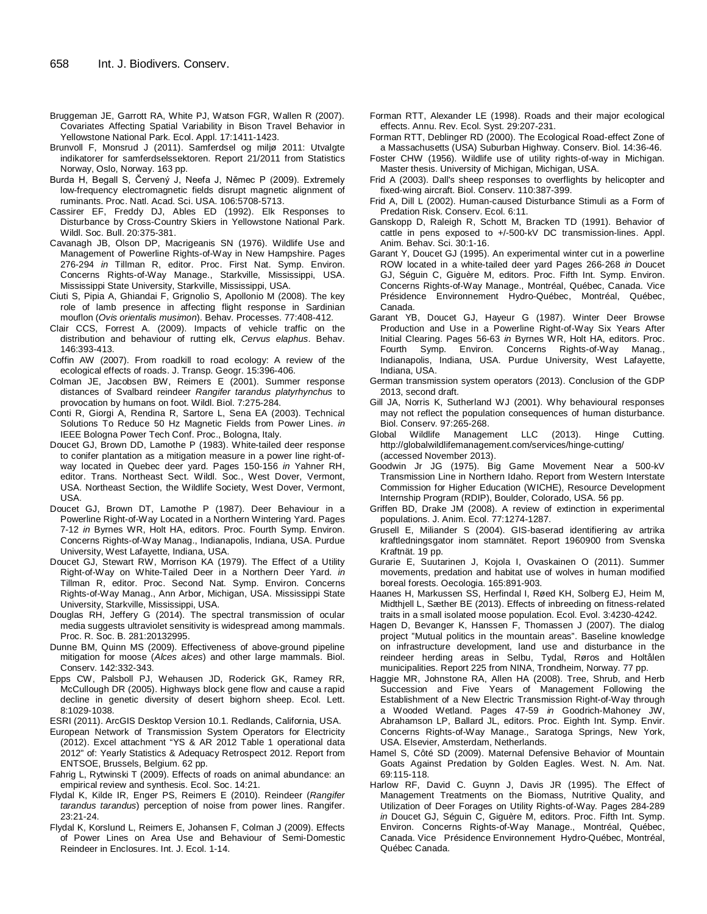Bruggeman JE, Garrott RA, White PJ, Watson FGR, Wallen R (2007). Covariates Affecting Spatial Variability in Bison Travel Behavior in Yellowstone National Park. Ecol. Appl. 17:1411-1423.

Brunvoll F, Monsrud J (2011). Samferdsel og miljø 2011: Utvalgte indikatorer for samferdselssektoren. Report 21/2011 from Statistics Norway, Oslo, Norway. 163 pp.

Burda H, Begall S, Červený J, Neefa J, Němec P (2009). Extremely low-frequency electromagnetic fields disrupt magnetic alignment of ruminants. Proc. Natl. Acad. Sci. USA. 106:5708-5713.

Cassirer EF, Freddy DJ, Ables ED (1992). Elk Responses to Disturbance by Cross-Country Skiers in Yellowstone National Park. Wildl. Soc. Bull. 20:375-381.

Cavanagh JB, Olson DP, Macrigeanis SN (1976). Wildlife Use and Management of Powerline Rights-of-Way in New Hampshire. Pages 276-294 *in* Tillman R, editor. Proc. First Nat. Symp. Environ. Concerns Rights-of-Way Manage., Starkville, Mississippi, USA. Mississippi State University, Starkville, Mississippi, USA.

Ciuti S, Pipia A, Ghiandai F, Grignolio S, Apollonio M (2008). The key role of lamb presence in affecting flight response in Sardinian mouflon (*Ovis orientalis musimon*). Behav. Processes. 77:408-412.

Clair CCS, Forrest A. (2009). Impacts of vehicle traffic on the distribution and behaviour of rutting elk, *Cervus elaphus*. Behav. 146:393-413.

Coffin AW (2007). From roadkill to road ecology: A review of the ecological effects of roads. J. Transp. Geogr. 15:396-406.

Colman JE, Jacobsen BW, Reimers E (2001). Summer response distances of Svalbard reindeer *Rangifer tarandus platyrhynchus* to provocation by humans on foot. Wildl. Biol. 7:275-284.

Conti R, Giorgi A, Rendina R, Sartore L, Sena EA (2003). Technical Solutions To Reduce 50 Hz Magnetic Fields from Power Lines. *in* IEEE Bologna Power Tech Conf. Proc., Bologna, Italy.

Doucet GJ, Brown DD, Lamothe P (1983). White-tailed deer response to conifer plantation as a mitigation measure in a power line right-of-way located in Quebec deer yard. Pages 150-156 *in* Yahner RH, editor. Trans. Northeast Sect. Wildl. Soc., West Dover, Vermont, USA. Northeast Section, the Wildlife Society, West Dover, Vermont, USA.

Doucet GJ, Brown DT, Lamothe P (1987). Deer Behaviour in a Powerline Right-of-Way Located in a Northern Wintering Yard. Pages 7-12 *in* Byrnes WR, Holt HA, editors. Proc. Fourth Symp. Environ. Concerns Rights-of-Way Manag., Indianapolis, Indiana, USA. Purdue University, West Lafayette, Indiana, USA.

Doucet GJ, Stewart RW, Morrison KA (1979). The Effect of a Utility Right-of-Way on White-Tailed Deer in a Northern Deer Yard. *in* Tillman R, editor. Proc. Second Nat. Symp. Environ. Concerns Rights-of-Way Manag., Ann Arbor, Michigan, USA. Mississippi State University, Starkville, Mississippi, USA.

Douglas RH, Jeffery G (2014). The spectral transmission of ocular media suggests ultraviolet sensitivity is widespread among mammals. Proc. R. Soc. B. 281:20132995.

Dunne BM, Quinn MS (2009). Effectiveness of above-ground pipeline mitigation for moose (*Alces alces*) and other large mammals. Biol. Conserv. 142:332-343.

Epps CW, Palsboll PJ, Wehausen JD, Roderick GK, Ramey RR, McCullough DR (2005). Highways block gene flow and cause a rapid decline in genetic diversity of desert bighorn sheep. Ecol. Lett. 8:1029-1038.

ESRI (2011). ArcGIS Desktop Version 10.1. Redlands, California, USA.

European Network of Transmission System Operators for Electricity (2012). Excel attachment "YS & AR 2012 Table 1 operational data 2012" of: Yearly Statistics & Adequacy Retrospect 2012. Report from ENTSOE, Brussels, Belgium. 62 pp.

Fahrig L, Rytwinski T (2009). Effects of roads on animal abundance: an empirical review and synthesis. Ecol. Soc. 14:21.

Flydal K, Kilde IR, Enger PS, Reimers E (2010). Reindeer (*Rangifer tarandus tarandus*) perception of noise from power lines. Rangifer. 23:21-24.

Flydal K, Korslund L, Reimers E, Johansen F, Colman J (2009). Effects of Power Lines on Area Use and Behaviour of Semi-Domestic Reindeer in Enclosures. Int. J. Ecol. 1-14.

Forman RTT, Alexander LE (1998). Roads and their major ecological effects. Annu. Rev. Ecol. Syst. 29:207-231.

Forman RTT, Deblinger RD (2000). The Ecological Road-effect Zone of a Massachusetts (USA) Suburban Highway. Conserv. Biol. 14:36-46.

Foster CHW (1956). Wildlife use of utility rights-of-way in Michigan. Master thesis. University of Michigan, Michigan, USA.

Frid A (2003). Dall's sheep responses to overflights by helicopter and fixed-wing aircraft. Biol. Conserv. 110:387-399.

Frid A, Dill L (2002). Human-caused Disturbance Stimuli as a Form of Predation Risk. Conserv. Ecol. 6:11.

Ganskopp D, Raleigh R, Schott M, Bracken TD (1991). Behavior of cattle in pens exposed to +/-500-kV DC transmission-lines. Appl. Anim. Behav. Sci. 30:1-16.

Garant Y, Doucet GJ (1995). An experimental winter cut in a powerline ROW located in a white-tailed deer yard Pages 266-268 *in* Doucet GJ, Séguin C, Giguère M, editors. Proc. Fifth Int. Symp. Environ. Concerns Rights-of-Way Manage., Montréal, Québec, Canada. Vice Présidence Environnement Hydro-Québec, Montréal, Québec, Canada.

Garant YB, Doucet GJ, Hayeur G (1987). Winter Deer Browse Production and Use in a Powerline Right-of-Way Six Years After Initial Clearing. Pages 56-63 *in* Byrnes WR, Holt HA, editors. Proc. Fourth Symp. Environ. Concerns Rights-of-Way Manag., Indianapolis, Indiana, USA. Purdue University, West Lafayette, Indiana, USA.

German transmission system operators (2013). Conclusion of the GDP 2013, second draft.

Gill JA, Norris K, Sutherland WJ (2001). Why behavioural responses may not reflect the population consequences of human disturbance. Biol. Conserv. 97:265-268.

Global Wildlife Management LLC (2013). Hinge Cutting. http://globalwildlifemanagement.com/services/hinge-cutting/ (accessed November 2013).

Goodwin Jr JG (1975). Big Game Movement Near a 500-kV Transmission Line in Northern Idaho. Report from Western Interstate Commission for Higher Education (WICHE), Resource Development Internship Program (RDIP), Boulder, Colorado, USA. 56 pp.

Griffen BD, Drake JM (2008). A review of extinction in experimental populations. J. Anim. Ecol. 77:1274-1287.

Grusell E, Miliander S (2004). GIS-baserad identifiering av artrika kraftledningsgator inom stamnätet. Report 1960900 from Svenska Kraftnät. 19 pp.

Gurarie E, Suutarinen J, Kojola I, Ovaskainen O (2011). Summer movements, predation and habitat use of wolves in human modified boreal forests. Oecologia. 165:891-903.

Haanes H, Markussen SS, Herfindal I, Røed KH, Solberg EJ, Heim M, Midthjell L, Sæther BE (2013). Effects of inbreeding on fitness-related traits in a small isolated moose population. Ecol. Evol. 3:4230-4242.

Hagen D, Bevanger K, Hanssen F, Thomassen J (2007). The dialog project "Mutual politics in the mountain areas". Baseline knowledge on infrastructure development, land use and disturbance in the reindeer herding areas in Selbu, Tydal, Røros and Holtålen municipalities. Report 225 from NINA, Trondheim, Norway. 77 pp.

Haggie MR, Johnstone RA, Allen HA (2008). Tree, Shrub, and Herb Succession and Five Years of Management Following the Establishment of a New Electric Transmission Right-of-Way through a Wooded Wetland. Pages 47-59 *in* Goodrich-Mahoney JW, Abrahamson LP, Ballard JL, editors. Proc. Eighth Int. Symp. Envir. Concerns Rights-of-Way Manage., Saratoga Springs, New York, USA. Elsevier, Amsterdam, Netherlands.

Hamel S, Côté SD (2009). Maternal Defensive Behavior of Mountain Goats Against Predation by Golden Eagles. West. N. Am. Nat. 69:115-118.

Harlow RF, David C. Guynn J, Davis JR (1995). The Effect of Management Treatments on the Biomass, Nutritive Quality, and Utilization of Deer Forages on Utility Rights-of-Way. Pages 284-289 *in* Doucet GJ, Séguin C, Giguère M, editors. Proc. Fifth Int. Symp. Environ. Concerns Rights-of-Way Manage., Montréal, Québec, Canada. Vice Présidence Environnement Hydro-Québec, Montréal, Québec Canada.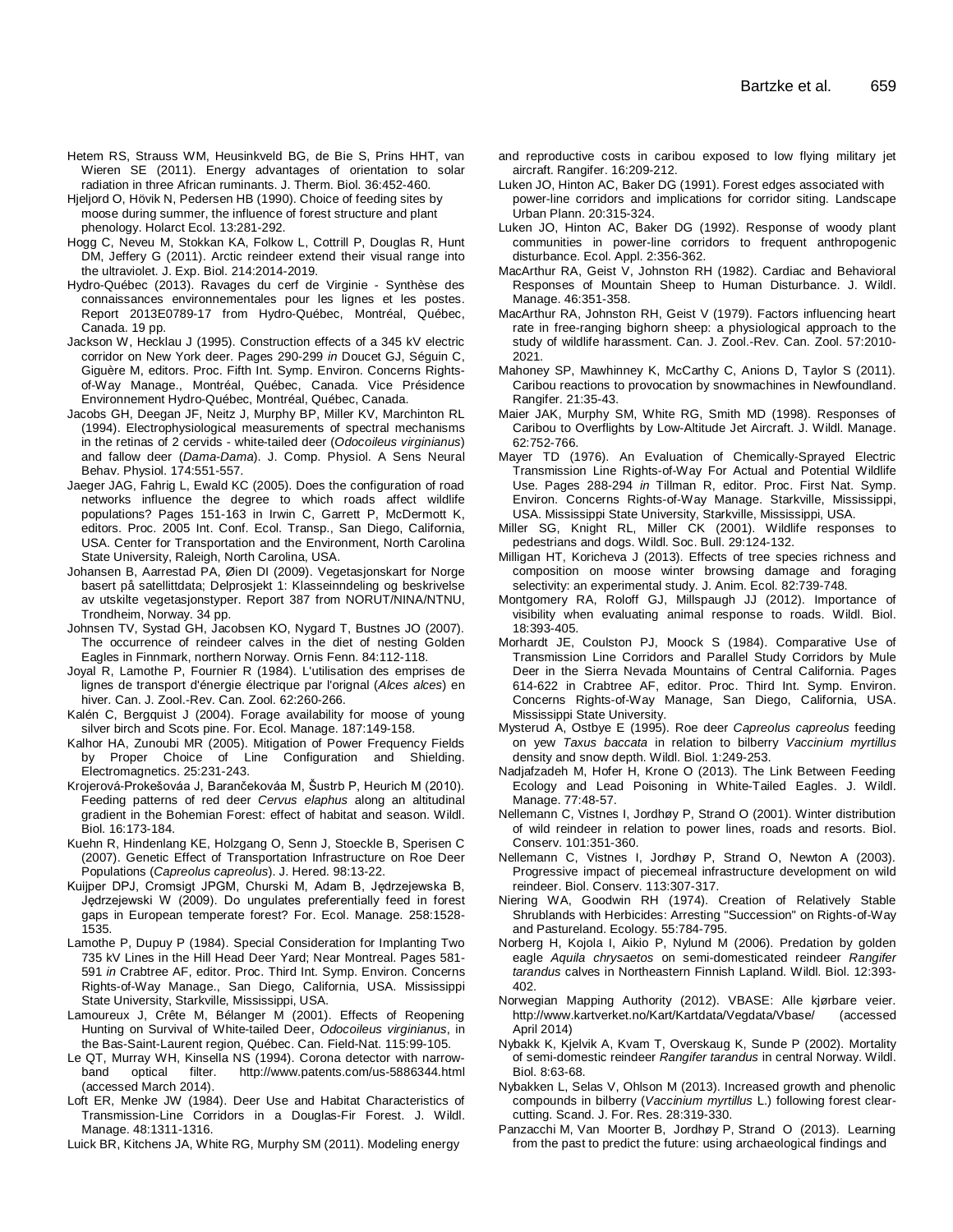Hetem RS, Strauss WM, Heusinkveld BG, de Bie S, Prins HHT, van Wieren SE (2011). Energy advantages of orientation to solar radiation in three African ruminants. J. Therm. Biol. 36:452-460.

Hjeljord O, Hövik N, Pedersen HB (1990). Choice of feeding sites by moose during summer, the influence of forest structure and plant phenology. Holarct Ecol. 13:281-292.

Hogg C, Neveu M, Stokkan KA, Folkow L, Cottrill P, Douglas R, Hunt DM, Jeffery G (2011). Arctic reindeer extend their visual range into the ultraviolet. J. Exp. Biol. 214:2014-2019.

Hydro-Québec (2013). Ravages du cerf de Virginie - Synthèse des connaissances environnementales pour les lignes et les postes. Report 2013E0789-17 from Hydro-Québec, Montréal, Québec, Canada. 19 pp.

Jackson W, Hecklau J (1995). Construction effects of a 345 kV electric corridor on New York deer. Pages 290-299 *in* Doucet GJ, Séguin C, Giguère M, editors. Proc. Fifth Int. Symp. Environ. Concerns Rights-of-Way Manage., Montréal, Québec, Canada. Vice Présidence Environnement Hydro-Québec, Montréal, Québec, Canada.

Jacobs GH, Deegan JF, Neitz J, Murphy BP, Miller KV, Marchinton RL (1994). Electrophysiological measurements of spectral mechanisms in the retinas of 2 cervids - white-tailed deer (*Odocoileus virginianus*) and fallow deer (*Dama-Dama*). J. Comp. Physiol. A Sens Neural Behav. Physiol. 174:551-557.

Jaeger JAG, Fahrig L, Ewald KC (2005). Does the configuration of road networks influence the degree to which roads affect wildlife populations? Pages 151-163 in Irwin C, Garrett P, McDermott K, editors. Proc. 2005 Int. Conf. Ecol. Transp., San Diego, California, USA. Center for Transportation and the Environment, North Carolina State University, Raleigh, North Carolina, USA.

Johansen B, Aarrestad PA, Øien DI (2009). Vegetasjonskart for Norge basert på satellittdata; Delprosjekt 1: Klasseinndeling og beskrivelse av utskilte vegetasjonstyper. Report 387 from NORUT/NINA/NTNU, Trondheim, Norway. 34 pp.

Johnsen TV, Systad GH, Jacobsen KO, Nygard T, Bustnes JO (2007). The occurrence of reindeer calves in the diet of nesting Golden Eagles in Finnmark, northern Norway. Ornis Fenn. 84:112-118.

Joyal R, Lamothe P, Fournier R (1984). L'utilisation des emprises de lignes de transport d'énergie électrique par l'orignal (*Alces alces*) en hiver. Can. J. Zool.-Rev. Can. Zool. 62:260-266.

Kalén C, Bergquist J (2004). Forage availability for moose of young silver birch and Scots pine. For. Ecol. Manage. 187:149-158.

Kalhor HA, Zunoubi MR (2005). Mitigation of Power Frequency Fields by Proper Choice of Line Configuration and Shielding. Electromagnetics. 25:231-243.

Krojerová-Prokešováa J, Barančekováa M, Šustrb P, Heurich M (2010). Feeding patterns of red deer *Cervus elaphus* along an altitudinal gradient in the Bohemian Forest: effect of habitat and season. Wildl. Biol. 16:173-184.

Kuehn R, Hindenlang KE, Holzgang O, Senn J, Stoeckle B, Sperisen C (2007). Genetic Effect of Transportation Infrastructure on Roe Deer Populations (*Capreolus capreolus*). J. Hered. 98:13-22.

Kuijper DPJ, Cromsigt JPGM, Churski M, Adam B, Jędrzejewska B, Jędrzejewski W (2009). Do ungulates preferentially feed in forest gaps in European temperate forest? For. Ecol. Manage. 258:1528-1535.

Lamothe P, Dupuy P (1984). Special Consideration for Implanting Two 735 kV Lines in the Hill Head Deer Yard; Near Montreal. Pages 581-591 *in* Crabtree AF, editor. Proc. Third Int. Symp. Environ. Concerns Rights-of-Way Manage., San Diego, California, USA. Mississippi State University, Starkville, Mississippi, USA.

Lamoureux J, Crête M, Bélanger M (2001). Effects of Reopening Hunting on Survival of White-tailed Deer, *Odocoileus virginianus*, in the Bas-Saint-Laurent region, Québec. Can. Field-Nat. 115:99-105.

Le QT, Murray WH, Kinsella NS (1994). Corona detector with narrow-band optical filter. http://www.patents.com/us-5886344.html (accessed March 2014).

Loft ER, Menke JW (1984). Deer Use and Habitat Characteristics of Transmission-Line Corridors in a Douglas-Fir Forest. J. Wildl. Manage. 48:1311-1316.

Luick BR, Kitchens JA, White RG, Murphy SM (2011). Modeling energy and reproductive costs in caribou exposed to low flying military jet aircraft. Rangifer. 16:209-212.

Luken JO, Hinton AC, Baker DG (1991). Forest edges associated with power-line corridors and implications for corridor siting. Landscape Urban Plann. 20:315-324.

Luken JO, Hinton AC, Baker DG (1992). Response of woody plant communities in power-line corridors to frequent anthropogenic disturbance. Ecol. Appl. 2:356-362.

MacArthur RA, Geist V, Johnston RH (1982). Cardiac and Behavioral Responses of Mountain Sheep to Human Disturbance. J. Wildl. Manage. 46:351-358.

MacArthur RA, Johnston RH, Geist V (1979). Factors influencing heart rate in free-ranging bighorn sheep: a physiological approach to the study of wildlife harassment. Can. J. Zool.-Rev. Can. Zool. 57:2010-2021.

Mahoney SP, Mawhinney K, McCarthy C, Anions D, Taylor S (2011). Caribou reactions to provocation by snowmachines in Newfoundland. Rangifer. 21:35-43.

Maier JAK, Murphy SM, White RG, Smith MD (1998). Responses of Caribou to Overflights by Low-Altitude Jet Aircraft. J. Wildl. Manage. 62:752-766.

Mayer TD (1976). An Evaluation of Chemically-Sprayed Electric Transmission Line Rights-of-Way For Actual and Potential Wildlife Use. Pages 288-294 *in* Tillman R, editor. Proc. First Nat. Symp. Environ. Concerns Rights-of-Way Manage. Starkville, Mississippi, USA. Mississippi State University, Starkville, Mississippi, USA.

Miller SG, Knight RL, Miller CK (2001). Wildlife responses to pedestrians and dogs. Wildl. Soc. Bull. 29:124-132.

Milligan HT, Koricheva J (2013). Effects of tree species richness and composition on moose winter browsing damage and foraging selectivity: an experimental study. J. Anim. Ecol. 82:739-748.

Montgomery RA, Roloff GJ, Millspaugh JJ (2012). Importance of visibility when evaluating animal response to roads. Wildl. Biol. 18:393-405.

Morhardt JE, Coulston PJ, Moock S (1984). Comparative Use of Transmission Line Corridors and Parallel Study Corridors by Mule Deer in the Sierra Nevada Mountains of Central California. Pages 614-622 in Crabtree AF, editor. Proc. Third Int. Symp. Environ. Concerns Rights-of-Way Manage, San Diego, California, USA. Mississippi State University.

Mysterud A, Ostbye E (1995). Roe deer *Capreolus capreolus* feeding on yew *Taxus baccata* in relation to bilberry *Vaccinium myrtillus* density and snow depth. Wildl. Biol. 1:249-253.

Nadjafzadeh M, Hofer H, Krone O (2013). The Link Between Feeding Ecology and Lead Poisoning in White-Tailed Eagles. J. Wildl. Manage. 77:48-57.

Nellemann C, Vistnes I, Jordhøy P, Strand O (2001). Winter distribution of wild reindeer in relation to power lines, roads and resorts. Biol. Conserv. 101:351-360.

Nellemann C, Vistnes I, Jordhøy P, Strand O, Newton A (2003). Progressive impact of piecemeal infrastructure development on wild reindeer. Biol. Conserv. 113:307-317.

Niering WA, Goodwin RH (1974). Creation of Relatively Stable Shrublands with Herbicides: Arresting "Succession" on Rights-of-Way and Pastureland. Ecology. 55:784-795.

Norberg H, Kojola I, Aikio P, Nylund M (2006). Predation by golden eagle *Aquila chrysaetos* on semi-domesticated reindeer *Rangifer tarandus* calves in Northeastern Finnish Lapland. Wildl. Biol. 12:393-402.

Norwegian Mapping Authority (2012). VBASE: Alle kjørbare veier. http://www.kartverket.no/Kart/Kartdata/Vegdata/Vbase/ (accessed April 2014)

Nybakk K, Kjelvik A, Kvam T, Overskaug K, Sunde P (2002). Mortality of semi-domestic reindeer *Rangifer tarandus* in central Norway. Wildl. Biol. 8:63-68.

Nybakken L, Selas V, Ohlson M (2013). Increased growth and phenolic compounds in bilberry (*Vaccinium myrtillus* L.) following forest clear-cutting. Scand. J. For. Res. 28:319-330.

Panzacchi M, Van Moorter B, Jordhøy P, Strand O (2013). Learning from the past to predict the future: using archaeological findings and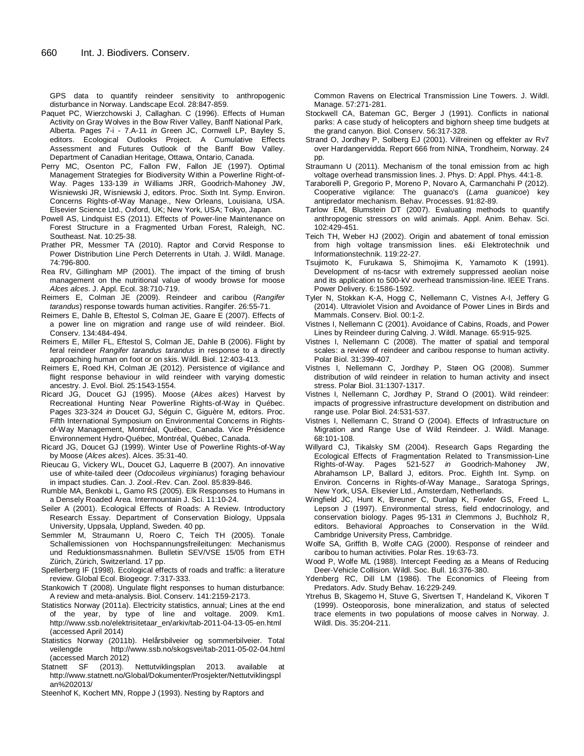GPS data to quantify reindeer sensitivity to anthropogenic disturbance in Norway. Landscape Ecol. 28:847-859.

Paquet PC, Wierzchowski J, Callaghan. C (1996). Effects of Human Activity on Gray Wolves in the Bow River Valley, Banff National Park, Alberta. Pages 7-i - 7.A-11 *in* Green JC, Cornwell LP, Bayley S, editors. Ecological Outlooks Project. A Cumulative Effects Assessment and Futures Outlook of the Banff Bow Valley. Department of Canadian Heritage, Ottawa, Ontario, Canada.

Perry MC, Osenton PC, Fallon FW, Fallon JE (1997). Optimal Management Strategies for Biodiversity Within a Powerline Right-of-Way. Pages 133-139 *in* Williams JRR, Goodrich-Mahoney JW, Wisniewski JR, Wisniewski J, editors. Proc. Sixth Int. Symp. Environ. Concerns Rights-of-Way Manage., New Orleans, Louisiana, USA. Elsevier Science Ltd., Oxford, UK; New York, USA; Tokyo, Japan.

Powell AS, Lindquist ES (2011). Effects of Power-line Maintenance on Forest Structure in a Fragmented Urban Forest, Raleigh, NC. Southeast. Nat. 10:25-38.

Prather PR, Messmer TA (2010). Raptor and Corvid Response to Power Distribution Line Perch Deterrents in Utah. J. Wildl. Manage. 74:796-800.

Rea RV, Gillingham MP (2001). The impact of the timing of brush management on the nutritional value of woody browse for moose *Alces alces*. J. Appl. Ecol. 38:710-719.

Reimers E, Colman JE (2009). Reindeer and caribou (*Rangifer tarandus*) response towards human activities. Rangifer. 26:55-71.

Reimers E, Dahle B, Eftestol S, Colman JE, Gaare E (2007). Effects of a power line on migration and range use of wild reindeer. Biol. Conserv. 134:484-494.

Reimers E, Miller FL, Eftestol S, Colman JE, Dahle B (2006). Flight by feral reindeer *Rangifer tarandus tarandus* in response to a directly approaching human on foot or on skis. Wildl. Biol. 12:403-413.

Reimers E, Roed KH, Colman JE (2012). Persistence of vigilance and flight response behaviour in wild reindeer with varying domestic ancestry. J. Evol. Biol. 25:1543-1554.

Ricard JG, Doucet GJ (1995). Moose (*Alces alces*) Harvest by Recreational Hunting Near Powerline Rights-of-Way in Québec. Pages 323-324 *in* Doucet GJ, Séguin C, Giguère M, editors. Proc. Fifth International Symposium on Environmental Concerns in Rights-of-Way Management, Montréal, Québec, Canada. Vice Présidence Environnement Hydro-Québec, Montréal, Québec, Canada.

Ricard JG, Doucet GJ (1999). Winter Use of Powerline Rights-of-Way by Moose (*Alces alces*). Alces. 35:31-40.

Rieucau G, Vickery WL, Doucet GJ, Laquerre B (2007). An innovative use of white-tailed deer (*Odocoileus virginianus*) foraging behaviour in impact studies. Can. J. Zool.-Rev. Can. Zool. 85:839-846.

Rumble MA, Benkobi L, Gamo RS (2005). Elk Responses to Humans in a Densely Roaded Area. Intermountain J. Sci. 11:10-24.

Seiler A (2001). Ecological Effects of Roads: A Review. Introductory Research Essay. Department of Conservation Biology, Uppsala University, Uppsala, Uppland, Sweden. 40 pp.

Semmler M, Straumann U, Roero C, Teich TH (2005). Tonale Schallemissionen von Hochspannungsfreileitungen: Mechanismus und Reduktionsmassnahmen. Bulletin SEV/VSE 15/05 from ETH Zürich, Zürich, Switzerland. 17 pp.

Spellerberg IF (1998). Ecological effects of roads and traffic: a literature review. Global Ecol. Biogeogr. 7:317-333.

Stankowich T (2008). Ungulate flight responses to human disturbance: A review and meta-analysis. Biol. Conserv. 141:2159-2173.

Statistics Norway (2011a). Electricity statistics, annual; Lines at the end of the year, by type of line and voltage. 2009. Km1. http://www.ssb.no/elektrisitetaar_en/arkiv/tab-2011-04-13-05-en.html (accessed April 2014)

Statistics Norway (2011b). Helårsbilveier og sommerbilveier. Total veilengde http://www.ssb.no/skogsvei/tab-2011-05-02-04.html (accessed March 2012)

Statnett SF (2013). Nettutviklingsplan 2013. available at http://www.statnett.no/Global/Dokumenter/Prosjekter/Nettutviklingsplan%202013/

Steenhof K, Kochert MN, Roppe J (1993). Nesting by Raptors and Common Ravens on Electrical Transmission Line Towers. J. Wildl. Manage. 57:271-281.

Stockwell CA, Bateman GC, Berger J (1991). Conflicts in national parks: A case study of helicopters and bighorn sheep time budgets at the grand canyon. Biol. Conserv. 56:317-328.

Strand O, Jordhøy P, Solberg EJ (2001). Villreinen og effekter av Rv7 over Hardangervidda. Report 666 from NINA, Trondheim, Norway. 24 pp.

Straumann U (2011). Mechanism of the tonal emission from ac high voltage overhead transmission lines. J. Phys. D: Appl. Phys. 44:1-8.

Taraborelli P, Gregorio P, Moreno P, Novaro A, Carmanchahi P (2012). Cooperative vigilance: The guanaco's (*Lama guanicoe*) key antipredator mechanism. Behav. Processes. 91:82-89.

Tarlow EM, Blumstein DT (2007). Evaluating methods to quantify anthropogenic stressors on wild animals. Appl. Anim. Behav. Sci. 102:429-451.

Teich TH, Weber HJ (2002). Origin and abatement of tonal emission from high voltage transmission lines. e&i Elektrotechnik und Informationstechnik. 119:22-27.

Tsujimoto K, Furukawa S, Shimojima K, Yamamoto K (1991). Development of ns-tacsr with extremely suppressed aeolian noise and its application to 500-kV overhead transmission-line. IEEE Trans. Power Delivery. 6:1586-1592.

Tyler N, Stokkan K-A, Hogg C, Nellemann C, Vistnes A-I, Jeffery G (2014). Ultraviolet Vision and Avoidance of Power Lines in Birds and Mammals. Conserv. Biol. 00:1-2.

Vistnes I, Nellemann C (2001). Avoidance of Cabins, Roads, and Power Lines by Reindeer during Calving. J. Wildl. Manage. 65:915-925.

Vistnes I, Nellemann C (2008). The matter of spatial and temporal scales: a review of reindeer and caribou response to human activity. Polar Biol. 31:399-407.

Vistnes I, Nellemann C, Jordhøy P, Støen OG (2008). Summer distribution of wild reindeer in relation to human activity and insect stress. Polar Biol. 31:1307-1317.

Vistnes I, Nellemann C, Jordhøy P, Strand O (2001). Wild reindeer: impacts of progressive infrastructure development on distribution and range use. Polar Biol. 24:531-537.

Vistnes I, Nellemann C, Strand O (2004). Effects of Infrastructure on Migration and Range Use of Wild Reindeer. J. Wildl. Manage. 68:101-108.

Willyard CJ, Tikalsky SM (2004). Research Gaps Regarding the Ecological Effects of Fragmentation Related to Transmission-Line Rights-of-Way. Pages 521-527 *in* Goodrich-Mahoney JW, Abrahamson LP, Ballard J, editors. Proc. Eighth Int. Symp. on Environ. Concerns in Rights-of-Way Manage., Saratoga Springs, New York, USA. Elsevier Ltd., Amsterdam, Netherlands.

Wingfield JC, Hunt K, Breuner C, Dunlap K, Fowler GS, Freed L, Lepson J (1997). Environmental stress, field endocrinology, and conservation biology. Pages 95-131 *in* Clemmons J, Buchholz R, editors. Behavioral Approaches to Conservation in the Wild. Cambridge University Press, Cambridge.

Wolfe SA, Griffith B, Wolfe CAG (2000). Response of reindeer and caribou to human activities. Polar Res. 19:63-73.

Wood P, Wolfe ML (1988). Intercept Feeding as a Means of Reducing Deer-Vehicle Collision. Wildl. Soc. Bull. 16:376-380.

Ydenberg RC, Dill LM (1986). The Economics of Fleeing from Predators. Adv. Study Behav. 16:229-249.

Ytrehus B, Skagemo H, Stuve G, Sivertsen T, Handeland K, Vikoren T (1999). Osteoporosis, bone mineralization, and status of selected trace elements in two populations of moose calves in Norway. J. Wildl. Dis. 35:204-211.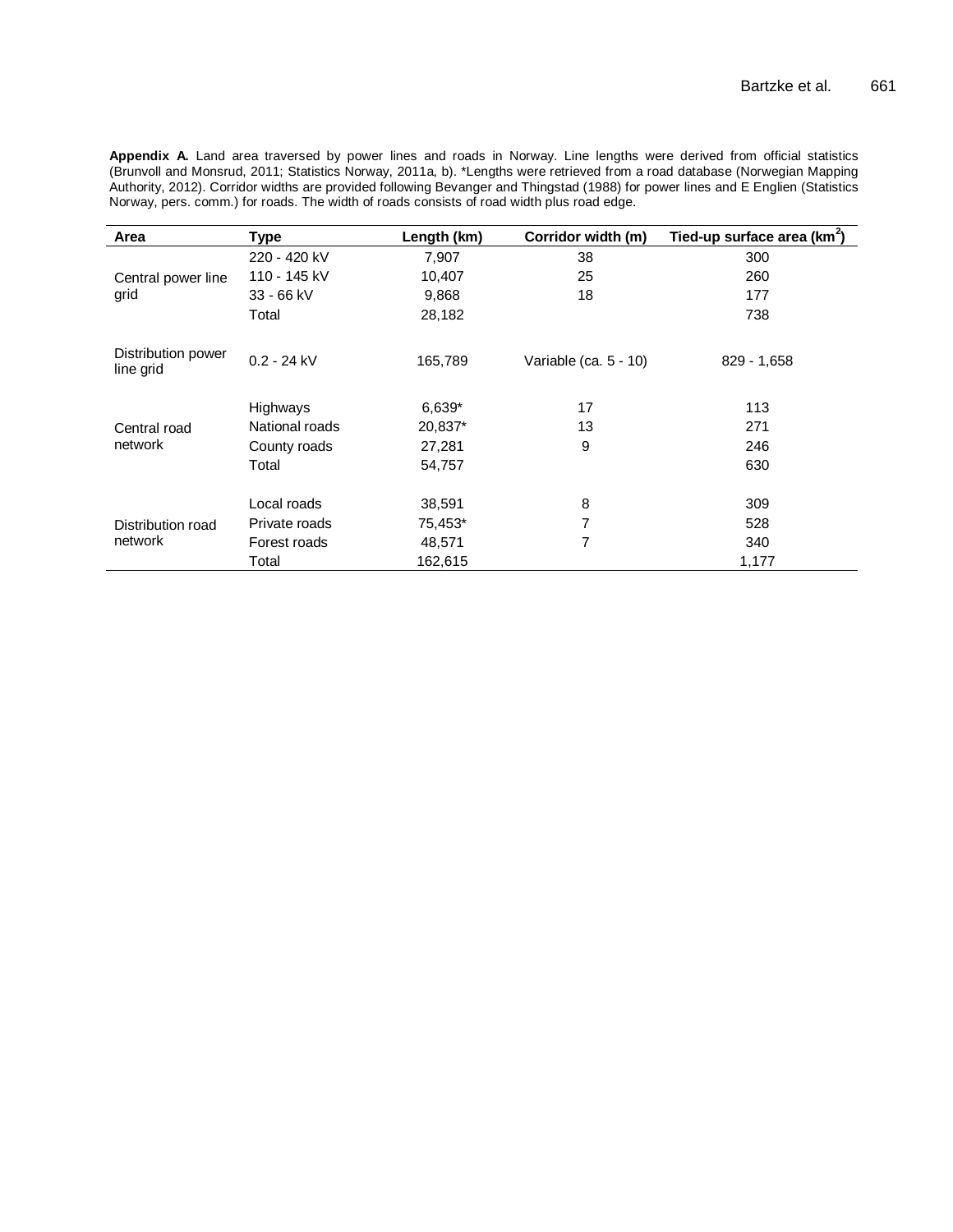**Appendix A.** Land area traversed by power lines and roads in Norway. Line lengths were derived from official statistics (Brunvoll and Monsrud, 2011; Statistics Norway, 2011a, b). *Lengths were retrieved from a road database (Norwegian Mapping Authority, 2012). Corridor widths are provided following Bevanger and Thingstad (1988) for power lines and E Englien (Statistics Norway, pers. comm.) for roads. The width of roads consists of road width plus road edge.

| Area | Type | Length (km) | Corridor width (m) | Tied-up surface area (km$^2$) |
|---|---|---|---|---|
| Central power line grid | 220 - 420 kV | 7,907 | 38 | 300 |
| | 110 - 145 kV | 10,407 | 25 | 260 |
| | 33 - 66 kV | 9,868 | 18 | 177 |
| | Total | 28,182 | | 738 |
| Distribution power line grid | 0.2 - 24 kV | 165,789 | Variable (ca. 5 - 10) | 829 - 1,658 |
| Central road network | Highways | 6,639* | 17 | 113 |
| | National roads | 20,837* | 13 | 271 |
| | County roads | 27,281 | 9 | 246 |
| | Total | 54,757 | | 630 |
| Distribution road network | Local roads | 38,591 | 8 | 309 |
| | Private roads | 75,453* | 7 | 528 |
| | Forest roads | 48,571 | 7 | 340 |
| | Total | 162,615 | | 1,177 |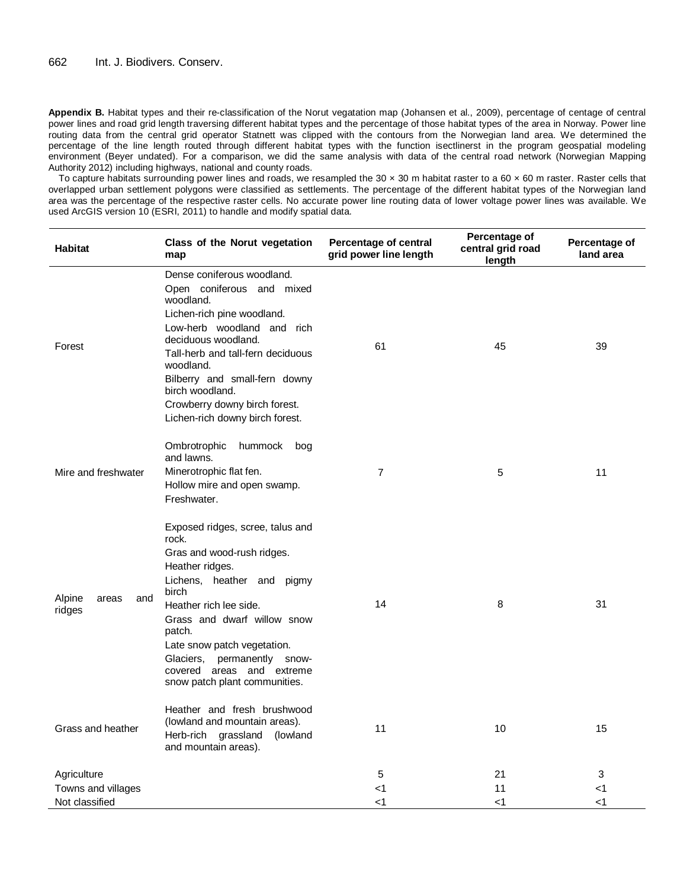**Appendix B.** Habitat types and their re-classification of the Norut vegatation map (Johansen et al., 2009), percentage of centage of central power lines and road grid length traversing different habitat types and the percentage of those habitat types of the area in Norway. Power line routing data from the central grid operator Statnett was clipped with the contours from the Norwegian land area. We determined the percentage of the line length routed through different habitat types with the function isectlinerst in the program geospatial modeling environment (Beyer undated). For a comparison, we did the same analysis with data of the central road network (Norwegian Mapping Authority 2012) including highways, national and county roads.

To capture habitats surrounding power lines and roads, we resampled the 30 × 30 m habitat raster to a 60 × 60 m raster. Raster cells that overlapped urban settlement polygons were classified as settlements. The percentage of the different habitat types of the Norwegian land area was the percentage of the respective raster cells. No accurate power line routing data of lower voltage power lines was available. We used ArcGIS version 10 (ESRI, 2011) to handle and modify spatial data.

| Habitat | Class of the Norut vegetation map | Percentage of central grid power line length | Percentage of central grid road length | Percentage of land area |
|---|---|---|---|---|
| Forest | Dense coniferous woodland. Open coniferous and mixed woodland. Lichen-rich pine woodland. Low-herb woodland and rich deciduous woodland. Tall-herb and tall-fern deciduous woodland. Bilberry and small-fern downy birch woodland. Crowberry downy birch forest. Lichen-rich downy birch forest. | 61 | 45 | 39 |
| Mire and freshwater | Ombrotrophic hummock bog and lawns. Minerotrophic flat fen. Hollow mire and open swamp. Freshwater. | 7 | 5 | 11 |
| Alpine areas and ridges | Exposed ridges, scree, talus and rock. Gras and wood-rush ridges. Heather ridges. Lichens, heather and pigmy birch Heather rich lee side. Grass and dwarf willow snow patch. Late snow patch vegetation. Glaciers, permanently snow-covered areas and extreme snow patch plant communities. | 14 | 8 | 31 |
| Grass and heather | Heather and fresh brushwood (lowland and mountain areas). Herb-rich grassland (lowland and mountain areas). | 11 | 10 | 15 |
| Agriculture | | 5 | 21 | 3 |
| Towns and villages | | <1 | 11 | <1 |
| Not classified | | <1 | <1 | <1 |